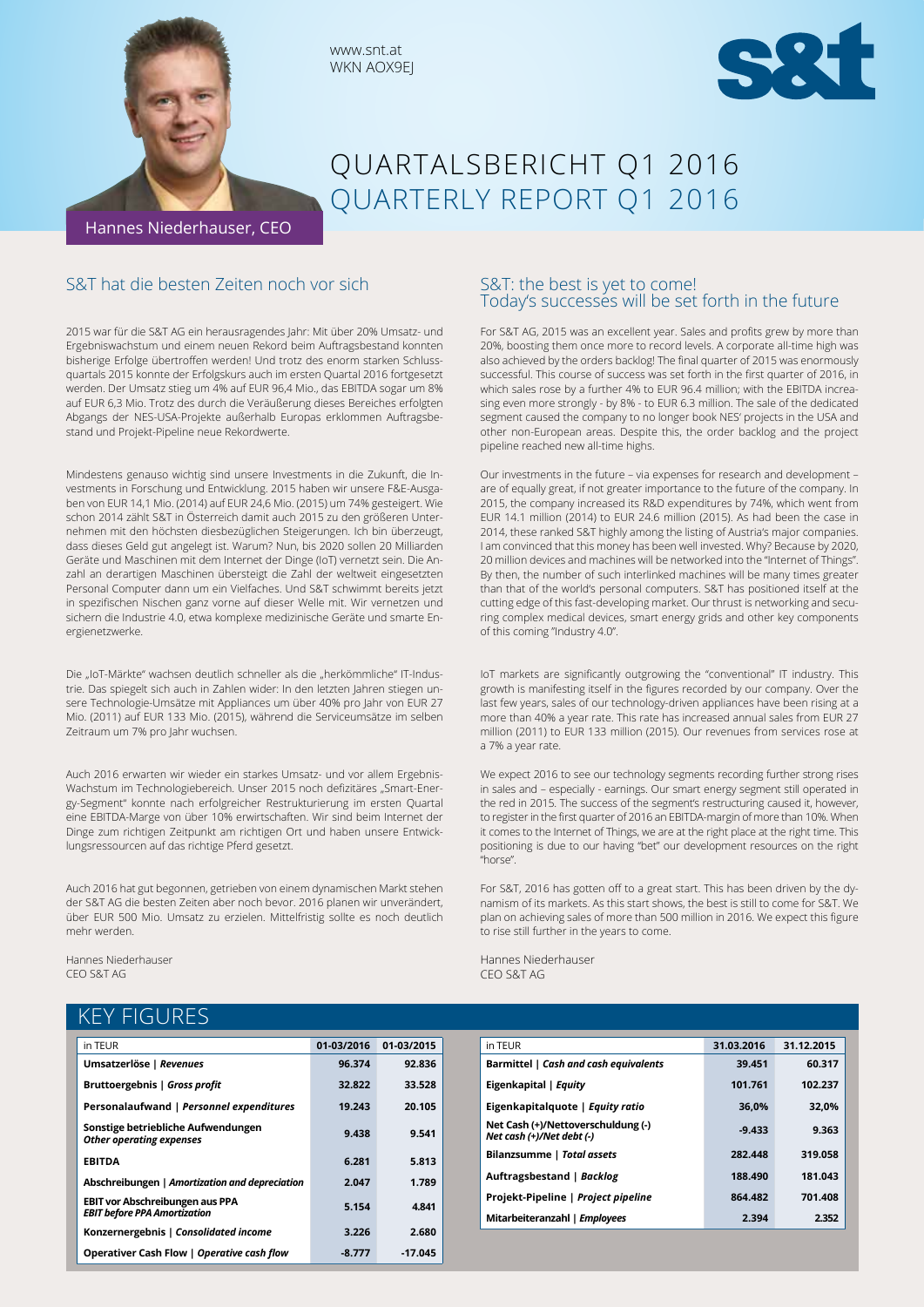www.snt.at
WKN AOX9EJ

# QUARTALSBERICHT Q1 2016
# QUARTERLY REPORT Q1 2016

Hannes Niederhauser, CEO

## S&T hat die besten Zeiten noch vor sich

2015 war für die S&T AG ein herausragendes Jahr: Mit über 20% Umsatz- und Ergebniswachstum und einem neuen Rekord beim Auftragsbestand konnten bisherige Erfolge übertroffen werden! Und trotz des enorm starken Schlussquartals 2015 konnte der Erfolgskurs auch im ersten Quartal 2016 fortgesetzt werden. Der Umsatz stieg um 4% auf EUR 96,4 Mio., das EBITDA sogar um 8% auf EUR 6,3 Mio. Trotz des durch die Veräußerung dieses Bereiches erfolgten Abgangs der NES-USA-Projekte außerhalb Europas erklommen Auftragsbestand und Projekt-Pipeline neue Rekordwerte.

Mindestens genauso wichtig sind unsere Investments in die Zukunft, die Investments in Forschung und Entwicklung. 2015 haben wir unsere F&E-Ausgaben von EUR 14,1 Mio. (2014) auf EUR 24,6 Mio. (2015) um 74% gesteigert. Wie schon 2014 zählt S&T in Österreich damit auch 2015 zu den größeren Unternehmen mit den höchsten diesbezüglichen Steigerungen. Ich bin überzeugt, dass dieses Geld gut angelegt ist. Warum? Nun, bis 2020 sollen 20 Milliarden Geräte und Maschinen mit dem Internet der Dinge (IoT) vernetzt sein. Die Anzahl an derartigen Maschinen übersteigt die Zahl der weltweit eingesetzten Personal Computer dann um ein Vielfaches. Und S&T schwimmt bereits jetzt in spezifischen Nischen ganz vorne auf dieser Welle mit. Wir vernetzen und sichern die Industrie 4.0, etwa komplexe medizinische Geräte und smarte Energienetzwerke.

Die „IoT-Märkte" wachsen deutlich schneller als die „herkömmliche" IT-Industrie. Das spiegelt sich auch in Zahlen wider: In den letzten Jahren stiegen unsere Technologie-Umsätze mit Appliances um über 40% pro Jahr von EUR 27 Mio. (2011) auf EUR 133 Mio. (2015), während die Serviceumsätze im selben Zeitraum um 7% pro Jahr wuchsen.

Auch 2016 erwarten wir wieder ein starkes Umsatz- und vor allem Ergebnis-Wachstum im Technologiebereich. Unser 2015 noch defizitäres „Smart-Energy-Segment" konnte nach erfolgreicher Restrukturierung im ersten Quartal eine EBITDA-Marge von über 10% erwirtschaften. Wir sind beim Internet der Dinge zum richtigen Zeitpunkt am richtigen Ort und haben unsere Entwicklungsressourcen auf das richtige Pferd gesetzt.

Auch 2016 hat gut begonnen, getrieben von einem dynamischen Markt stehen der S&T AG die besten Zeiten aber noch bevor. 2016 planen wir unverändert, über EUR 500 Mio. Umsatz zu erzielen. Mittelfristig sollte es noch deutlich mehr werden.

Hannes Niederhauser
CEO S&T AG

## S&T: the best is yet to come! Today's successes will be set forth in the future

For S&T AG, 2015 was an excellent year. Sales and profits grew by more than 20%, boosting them once more to record levels. A corporate all-time high was also achieved by the orders backlog! The final quarter of 2015 was enormously successful. This course of success was set forth in the first quarter of 2016, in which sales rose by a further 4% to EUR 96.4 million; with the EBITDA increasing even more strongly - by 8% - to EUR 6.3 million. The sale of the dedicated segment caused the company to no longer book NES' projects in the USA and other non-European areas. Despite this, the order backlog and the project pipeline reached new all-time highs.

Our investments in the future – via expenses for research and development – are of equally great, if not greater importance to the future of the company. In 2015, the company increased its R&D expenditures by 74%, which went from EUR 14.1 million (2014) to EUR 24.6 million (2015). As had been the case in 2014, these ranked S&T highly among the listing of Austria's major companies. I am convinced that this money has been well invested. Why? Because by 2020, 20 million devices and machines will be networked into the "Internet of Things". By then, the number of such interlinked machines will be many times greater than that of the world's personal computers. S&T has positioned itself at the cutting edge of this fast-developing market. Our thrust is networking and securing complex medical devices, smart energy grids and other key components of this coming "Industry 4.0".

IoT markets are significantly outgrowing the "conventional" IT industry. This growth is manifesting itself in the figures recorded by our company. Over the last few years, sales of our technology-driven appliances have been rising at a more than 40% a year rate. This rate has increased annual sales from EUR 27 million (2011) to EUR 133 million (2015). Our revenues from services rose at a 7% a year rate.

We expect 2016 to see our technology segments recording further strong rises in sales and – especially - earnings. Our smart energy segment still operated in the red in 2015. The success of the segment's restructuring caused it, however, to register in the first quarter of 2016 an EBITDA-margin of more than 10%. When it comes to the Internet of Things, we are at the right place at the right time. This positioning is due to our having "bet" our development resources on the right "horse".

For S&T, 2016 has gotten off to a great start. This has been driven by the dynamism of its markets. As this start shows, the best is still to come for S&T. We plan on achieving sales of more than 500 million in 2016. We expect this figure to rise still further in the years to come.

Hannes Niederhauser
CEO S&T AG

## KEY FIGURES

| in TEUR | 01-03/2016 | 01-03/2015 |
|---|---|---|
| **Umsatzerlöse \| *Revenues*** | 96.374 | 92.836 |
| **Bruttoergebnis \| *Gross profit*** | 32.822 | 33.528 |
| **Personalaufwand \| *Personnel expenditures*** | 19.243 | 20.105 |
| **Sonstige betriebliche Aufwendungen *Other operating expenses*** | 9.438 | 9.541 |
| **EBITDA** | 6.281 | 5.813 |
| **Abschreibungen \| *Amortization and depreciation*** | 2.047 | 1.789 |
| **EBIT vor Abschreibungen aus PPA *EBIT before PPA Amortization*** | 5.154 | 4.841 |
| **Konzernergebnis \| *Consolidated income*** | 3.226 | 2.680 |
| **Operativer Cash Flow \| *Operative cash flow*** | -8.777 | -17.045 |

| in TEUR | 31.03.2016 | 31.12.2015 |
|---|---|---|
| **Barmittel \| *Cash and cash equivalents*** | 39.451 | 60.317 |
| **Eigenkapital \| *Equity*** | 101.761 | 102.237 |
| **Eigenkapitalquote \| *Equity ratio*** | 36,0% | 32,0% |
| **Net Cash (+)/Nettoverschuldung (-) *Net cash (+)/Net debt (-)*** | -9.433 | 9.363 |
| **Bilanzsumme \| *Total assets*** | 282.448 | 319.058 |
| **Auftragsbestand \| *Backlog*** | 188.490 | 181.043 |
| **Projekt-Pipeline \| *Project pipeline*** | 864.482 | 701.408 |
| **Mitarbeiteranzahl \| *Employees*** | 2.394 | 2.352 |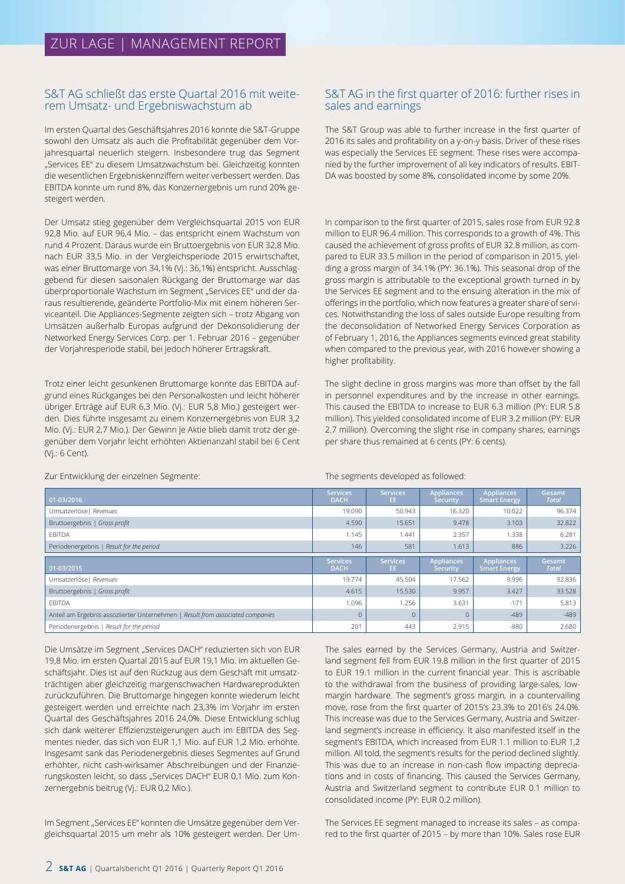# ZUR LAGE | MANAGEMENT REPORT

## S&T AG schließt das erste Quartal 2016 mit weiterem Umsatz- und Ergebniswachstum ab

Im ersten Quartal des Geschäftsjahres 2016 konnte die S&T-Gruppe sowohl den Umsatz als auch die Profitabilität gegenüber dem Vorjahresquartal neuerlich steigern. Insbesondere trug das Segment „Services EE" zu diesem Umsatzwachstum bei. Gleichzeitig konnten die wesentlichen Ergebniskennziffern weiter verbessert werden. Das EBITDA konnte um rund 8%, das Konzernergebnis um rund 20% gesteigert werden.

Der Umsatz stieg gegenüber dem Vergleichsquartal 2015 von EUR 92,8 Mio. auf EUR 96,4 Mio. – das entspricht einem Wachstum von rund 4 Prozent. Daraus wurde ein Bruttoergebnis von EUR 32,8 Mio. nach EUR 33,5 Mio. in der Vergleichsperiode 2015 erwirtschaftet, was einer Bruttomarge von 34,1% (Vj.: 36,1%) entspricht. Ausschlaggebend für diesen saisonalen Rückgang der Bruttomarge war das überproportionale Wachstum im Segment „Services EE" und der daraus resultierende, geänderte Portfolio-Mix mit einem höheren Serviceanteil. Die Appliances-Segmente zeigten sich – trotz Abgang von Umsätzen außerhalb Europas aufgrund der Dekonsolidierung der Networked Energy Services Corp. per 1. Februar 2016 – gegenüber der Vorjahresperiode stabil, bei jedoch höherer Ertragskraft.

Trotz einer leicht gesunkenen Bruttomarge konnte das EBITDA aufgrund eines Rückganges bei den Personalkosten und leicht höherer übriger Erträge auf EUR 6,3 Mio. (Vj.: EUR 5,8 Mio.) gesteigert werden. Dies führte insgesamt zu einem Konzernergebnis von EUR 3,2 Mio. (Vj.: EUR 2,7 Mio.). Der Gewinn je Aktie blieb damit trotz der gegenüber dem Vorjahr leicht erhöhten Aktienanzahl stabil bei 6 Cent (Vj.: 6 Cent).

Zur Entwicklung der einzelnen Segmente:

## S&T AG in the first quarter of 2016: further rises in sales and earnings

The S&T Group was able to further increase in the first quarter of 2016 its sales and profitability on a y-on-y basis. Driver of these rises was especially the Services EE segment. These rises were accompanied by the further improvement of all key indicators of results. EBITDA was boosted by some 8%, consolidated income by some 20%.

In comparison to the first quarter of 2015, sales rose from EUR 92.8 million to EUR 96.4 million. This corresponds to a growth of 4%. This caused the achievement of gross profits of EUR 32.8 million, as compared to EUR 33.5 million in the period of comparison in 2015, yielding a gross margin of 34.1% (PY: 36.1%). This seasonal drop of the gross margin is attributable to the exceptional growth turned in by the Services EE segment and to the ensuing alteration in the mix of offerings in the portfolio, which now features a greater share of services. Notwithstanding the loss of sales outside Europe resulting from the deconsolidation of Networked Energy Services Corporation as of February 1, 2016, the Appliances segments evinced great stability when compared to the previous year, with 2016 however showing a higher profitability.

The slight decline in gross margins was more than offset by the fall in personnel expenditures and by the increase in other earnings. This caused the EBITDA to increase to EUR 6.3 million (PY: EUR 5.8 million). This yielded consolidated income of EUR 3.2 million (PY: EUR 2.7 million). Overcoming the slight rise in company shares, earnings per share thus remained at 6 cents (PY: 6 cents).

The segments developed as followed:

| 01-03/2016 | Services DACH | Services EE | Appliances Security | Appliances Smart Energy | Gesamt *Total* |
|---|---|---|---|---|---|
| Umsatzerlöse \| *Revenues* | 19.090 | 50.943 | 16.320 | 10.022 | 96.374 |
| Bruttoergebnis \| *Gross profit* | 4.590 | 15.651 | 9.478 | 3.103 | 32.822 |
| EBITDA | 1.145 | 1.441 | 2.357 | 1.338 | 6.281 |
| Periodenergebnis \| *Result for the period* | 146 | 581 | 1.613 | 886 | 3.226 |

| 01-03/2015 | Services DACH | Services EE | Appliances Security | Appliances Smart Energy | Gesamt *Total* |
|---|---|---|---|---|---|
| Umsatzerlöse \| *Revenues* | 19.774 | 45.504 | 17.562 | 9.996 | 92.836 |
| Bruttoergebnis \| *Gross profit* | 4.615 | 15.530 | 9.957 | 3.427 | 33.528 |
| EBITDA | 1.096 | 1.256 | 3.631 | -171 | 5.813 |
| Anteil am Ergebnis assoziierter Unternehmen \| *Result from associated companies* | 0 | 0 | 0 | -489 | -489 |
| Periodenergebnis \| *Result for the period* | 201 | 443 | 2.915 | -880 | 2.680 |

Die Umsätze im Segment „Services DACH" reduzierten sich von EUR 19,8 Mio. im ersten Quartal 2015 auf EUR 19,1 Mio. im aktuellen Geschäftsjahr. Dies ist auf den Rückzug aus dem Geschäft mit umsatzträchtigen aber gleichzeitig margenschwachen Hardwareprodukten zurückzuführen. Die Bruttomarge hingegen konnte wiederum leicht gesteigert werden und erreichte nach 23,3% im Vorjahr im ersten Quartal des Geschäftsjahres 2016 24,0%. Diese Entwicklung schlug sich dank weiterer Effizienzsteigerungen auch im EBITDA des Segmentes nieder, das sich von EUR 1,1 Mio. auf EUR 1,2 Mio. erhöhte. Insgesamt sank das Periodenergebnis dieses Segmentes auf Grund erhöhter, nicht cash-wirksamer Abschreibungen und der Finanzierungskosten leicht, so dass „Services DACH" EUR 0,1 Mio. zum Konzernergebnis beitrug (Vj.: EUR 0,2 Mio.).

Im Segment „Services EE" konnten die Umsätze gegenüber dem Vergleichsquartal 2015 um mehr als 10% gesteigert werden. Der Um-

The sales earned by the Services Germany, Austria and Switzerland segment fell from EUR 19.8 million in the first quarter of 2015 to EUR 19.1 million in the current financial year. This is ascribable to the withdrawal from the business of providing large-sales, low-margin hardware. The segment's gross margin, in a countervailing move, rose from the first quarter of 2015's 23.3% to 2016's 24.0%. This increase was due to the Services Germany, Austria and Switzerland segment's increase in efficiency. It also manifested itself in the segment's EBITDA, which increased from EUR 1.1 million to EUR 1,2 million. All told, the segment's results for the period declined slightly. This was due to an increase in non-cash flow impacting depreciations and in costs of financing. This caused the Services Germany, Austria and Switzerland segment to contribute EUR 0.1 million to consolidated income (PY: EUR 0.2 million).

The Services EE segment managed to increase its sales – as compared to the first quarter of 2015 – by more than 10%. Sales rose EUR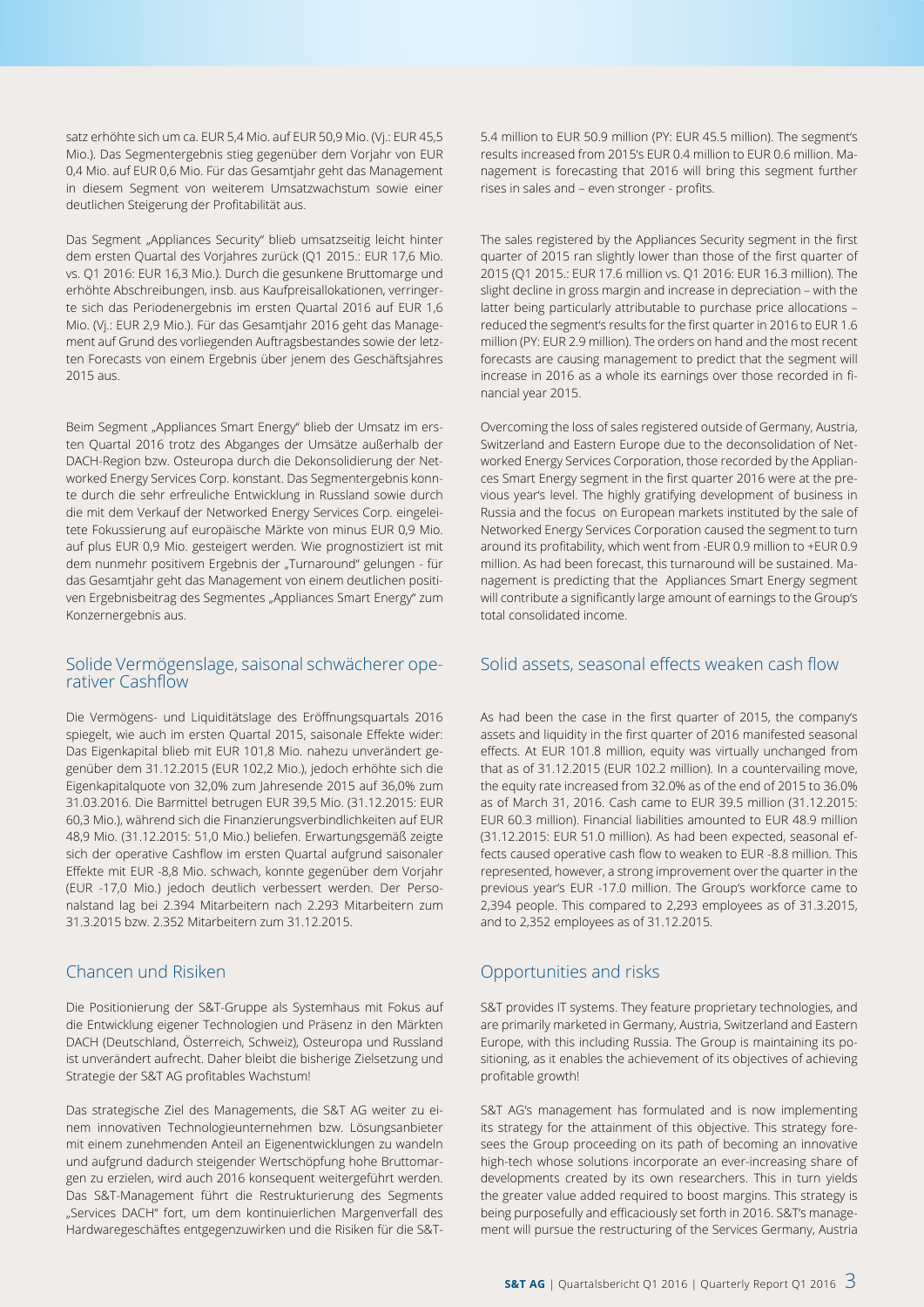satz erhöhte sich um ca. EUR 5,4 Mio. auf EUR 50,9 Mio. (Vj.: EUR 45,5 Mio.). Das Segmentergebnis stieg gegenüber dem Vorjahr von EUR 0,4 Mio. auf EUR 0,6 Mio. Für das Gesamtjahr geht das Management in diesem Segment von weiterem Umsatzwachstum sowie einer deutlichen Steigerung der Profitabilität aus.

Das Segment „Appliances Security" blieb umsatzseitig leicht hinter dem ersten Quartal des Vorjahres zurück (Q1 2015.: EUR 17,6 Mio. vs. Q1 2016: EUR 16,3 Mio.). Durch die gesunkene Bruttomarge und erhöhte Abschreibungen, insb. aus Kaufpreisallokationen, verringerte sich das Periodenergebnis im ersten Quartal 2016 auf EUR 1,6 Mio. (Vj.: EUR 2,9 Mio.). Für das Gesamtjahr 2016 geht das Management auf Grund des vorliegenden Auftragsbestandes sowie der letzten Forecasts von einem Ergebnis über jenem des Geschäftsjahres 2015 aus.

Beim Segment „Appliances Smart Energy" blieb der Umsatz im ersten Quartal 2016 trotz des Abganges der Umsätze außerhalb der DACH-Region bzw. Osteuropa durch die Dekonsolidierung der Networked Energy Services Corp. konstant. Das Segmentergebnis konnte durch die sehr erfreuliche Entwicklung in Russland sowie durch die mit dem Verkauf der Networked Energy Services Corp. eingeleitete Fokussierung auf europäische Märkte von minus EUR 0,9 Mio. auf plus EUR 0,9 Mio. gesteigert werden. Wie prognostiziert ist mit dem nunmehr positivem Ergebnis der „Turnaround" gelungen - für das Gesamtjahr geht das Management von einem deutlichen positiven Ergebnisbeitrag des Segmentes „Appliances Smart Energy" zum Konzernergebnis aus.

## Solide Vermögenslage, saisonal schwächerer operativer Cashflow

Die Vermögens- und Liquiditätslage des Eröffnungsquartals 2016 spiegelt, wie auch im ersten Quartal 2015, saisonale Effekte wider: Das Eigenkapital blieb mit EUR 101,8 Mio. nahezu unverändert gegenüber dem 31.12.2015 (EUR 102,2 Mio.), jedoch erhöhte sich die Eigenkapitalquote von 32,0% zum Jahresende 2015 auf 36,0% zum 31.03.2016. Die Barmittel betrugen EUR 39,5 Mio. (31.12.2015: EUR 60,3 Mio.), während sich die Finanzierungsverbindlichkeiten auf EUR 48,9 Mio. (31.12.2015: 51,0 Mio.) beliefen. Erwartungsgemäß zeigte sich der operative Cashflow im ersten Quartal aufgrund saisonaler Effekte mit EUR -8,8 Mio. schwach, konnte gegenüber dem Vorjahr (EUR -17,0 Mio.) jedoch deutlich verbessert werden. Der Personalstand lag bei 2.394 Mitarbeitern nach 2.293 Mitarbeitern zum 31.3.2015 bzw. 2.352 Mitarbeitern zum 31.12.2015.

## Chancen und Risiken

Die Positionierung der S&T-Gruppe als Systemhaus mit Fokus auf die Entwicklung eigener Technologien und Präsenz in den Märkten DACH (Deutschland, Österreich, Schweiz), Osteuropa und Russland ist unverändert aufrecht. Daher bleibt die bisherige Zielsetzung und Strategie der S&T AG profitables Wachstum!

Das strategische Ziel des Managements, die S&T AG weiter zu einem innovativen Technologieunternehmen bzw. Lösungsanbieter mit einem zunehmenden Anteil an Eigenentwicklungen zu wandeln und aufgrund dadurch steigender Wertschöpfung hohe Bruttomargen zu erzielen, wird auch 2016 konsequent weitergeführt werden. Das S&T-Management führt die Restrukturierung des Segments „Services DACH" fort, um dem kontinuierlichen Margenverfall des Hardwaregeschäftes entgegenzuwirken und die Risiken für die S&T-

5.4 million to EUR 50.9 million (PY: EUR 45.5 million). The segment's results increased from 2015's EUR 0.4 million to EUR 0.6 million. Management is forecasting that 2016 will bring this segment further rises in sales and – even stronger - profits.

The sales registered by the Appliances Security segment in the first quarter of 2015 ran slightly lower than those of the first quarter of 2015 (Q1 2015.: EUR 17.6 million vs. Q1 2016: EUR 16.3 million). The slight decline in gross margin and increase in depreciation – with the latter being particularly attributable to purchase price allocations – reduced the segment's results for the first quarter in 2016 to EUR 1.6 million (PY: EUR 2.9 million). The orders on hand and the most recent forecasts are causing management to predict that the segment will increase in 2016 as a whole its earnings over those recorded in financial year 2015.

Overcoming the loss of sales registered outside of Germany, Austria, Switzerland and Eastern Europe due to the deconsolidation of Networked Energy Services Corporation, those recorded by the Appliances Smart Energy segment in the first quarter 2016 were at the previous year's level. The highly gratifying development of business in Russia and the focus on European markets instituted by the sale of Networked Energy Services Corporation caused the segment to turn around its profitability, which went from -EUR 0.9 million to +EUR 0.9 million. As had been forecast, this turnaround will be sustained. Management is predicting that the Appliances Smart Energy segment will contribute a significantly large amount of earnings to the Group's total consolidated income.

## Solid assets, seasonal effects weaken cash flow

As had been the case in the first quarter of 2015, the company's assets and liquidity in the first quarter of 2016 manifested seasonal effects. At EUR 101.8 million, equity was virtually unchanged from that as of 31.12.2015 (EUR 102.2 million). In a countervailing move, the equity rate increased from 32.0% as of the end of 2015 to 36.0% as of March 31, 2016. Cash came to EUR 39.5 million (31.12.2015: EUR 60.3 million). Financial liabilities amounted to EUR 48.9 million (31.12.2015: EUR 51.0 million). As had been expected, seasonal effects caused operative cash flow to weaken to EUR -8.8 million. This represented, however, a strong improvement over the quarter in the previous year's EUR -17.0 million. The Group's workforce came to 2,394 people. This compared to 2,293 employees as of 31.3.2015, and to 2,352 employees as of 31.12.2015.

## Opportunities and risks

S&T provides IT systems. They feature proprietary technologies, and are primarily marketed in Germany, Austria, Switzerland and Eastern Europe, with this including Russia. The Group is maintaining its positioning, as it enables the achievement of its objectives of achieving profitable growth!

S&T AG's management has formulated and is now implementing its strategy for the attainment of this objective. This strategy foresees the Group proceeding on its path of becoming an innovative high-tech whose solutions incorporate an ever-increasing share of developments created by its own researchers. This in turn yields the greater value added required to boost margins. This strategy is being purposefully and efficaciously set forth in 2016. S&T's management will pursue the restructuring of the Services Germany, Austria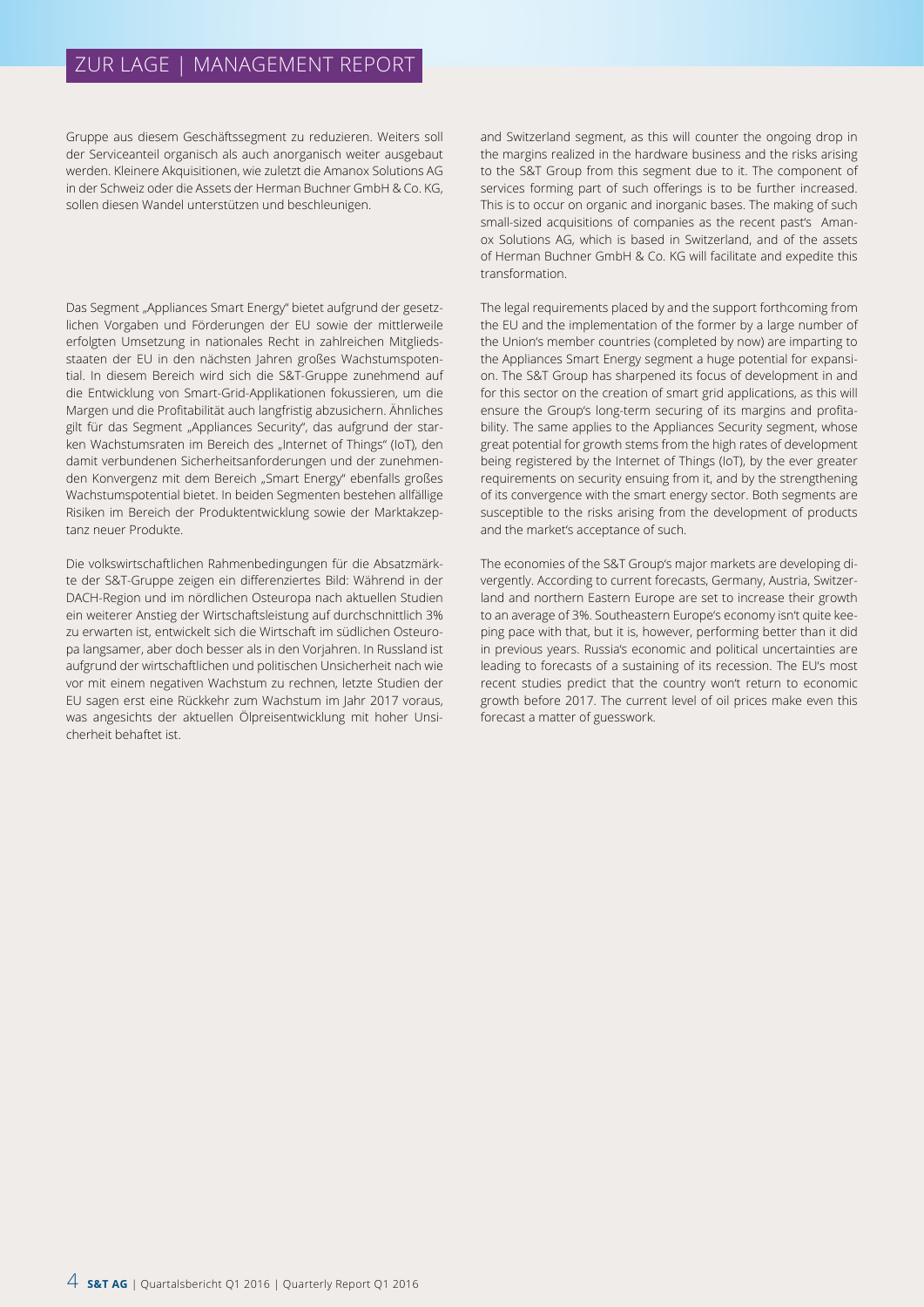Gruppe aus diesem Geschäftssegment zu reduzieren. Weiters soll der Serviceanteil organisch als auch anorganisch weiter ausgebaut werden. Kleinere Akquisitionen, wie zuletzt die Amanox Solutions AG in der Schweiz oder die Assets der Herman Buchner GmbH & Co. KG, sollen diesen Wandel unterstützen und beschleunigen.

Das Segment „Appliances Smart Energy" bietet aufgrund der gesetzlichen Vorgaben und Förderungen der EU sowie der mittlerweile erfolgten Umsetzung in nationales Recht in zahlreichen Mitgliedsstaaten der EU in den nächsten Jahren großes Wachstumspotential. In diesem Bereich wird sich die S&T-Gruppe zunehmend auf die Entwicklung von Smart-Grid-Applikationen fokussieren, um die Margen und die Profitabilität auch langfristig abzusichern. Ähnliches gilt für das Segment „Appliances Security", das aufgrund der starken Wachstumsraten im Bereich des „Internet of Things" (IoT), den damit verbundenen Sicherheitsanforderungen und der zunehmenden Konvergenz mit dem Bereich „Smart Energy" ebenfalls großes Wachstumspotential bietet. In beiden Segmenten bestehen allfällige Risiken im Bereich der Produktentwicklung sowie der Marktakzeptanz neuer Produkte.

Die volkswirtschaftlichen Rahmenbedingungen für die Absatzmärkte der S&T-Gruppe zeigen ein differenziertes Bild: Während in der DACH-Region und im nördlichen Osteuropa nach aktuellen Studien ein weiterer Anstieg der Wirtschaftsleistung auf durchschnittlich 3% zu erwarten ist, entwickelt sich die Wirtschaft im südlichen Osteuropa langsamer, aber doch besser als in den Vorjahren. In Russland ist aufgrund der wirtschaftlichen und politischen Unsicherheit nach wie vor mit einem negativen Wachstum zu rechnen, letzte Studien der EU sagen erst eine Rückkehr zum Wachstum im Jahr 2017 voraus, was angesichts der aktuellen Ölpreisentwicklung mit hoher Unsicherheit behaftet ist.

and Switzerland segment, as this will counter the ongoing drop in the margins realized in the hardware business and the risks arising to the S&T Group from this segment due to it. The component of services forming part of such offerings is to be further increased. This is to occur on organic and inorganic bases. The making of such small-sized acquisitions of companies as the recent past's Amanox Solutions AG, which is based in Switzerland, and of the assets of Herman Buchner GmbH & Co. KG will facilitate and expedite this transformation.

The legal requirements placed by and the support forthcoming from the EU and the implementation of the former by a large number of the Union's member countries (completed by now) are imparting to the Appliances Smart Energy segment a huge potential for expansion. The S&T Group has sharpened its focus of development in and for this sector on the creation of smart grid applications, as this will ensure the Group's long-term securing of its margins and profitability. The same applies to the Appliances Security segment, whose great potential for growth stems from the high rates of development being registered by the Internet of Things (IoT), by the ever greater requirements on security ensuing from it, and by the strengthening of its convergence with the smart energy sector. Both segments are susceptible to the risks arising from the development of products and the market's acceptance of such.

The economies of the S&T Group's major markets are developing divergently. According to current forecasts, Germany, Austria, Switzerland and northern Eastern Europe are set to increase their growth to an average of 3%. Southeastern Europe's economy isn't quite keeping pace with that, but it is, however, performing better than it did in previous years. Russia's economic and political uncertainties are leading to forecasts of a sustaining of its recession. The EU's most recent studies predict that the country won't return to economic growth before 2017. The current level of oil prices make even this forecast a matter of guesswork.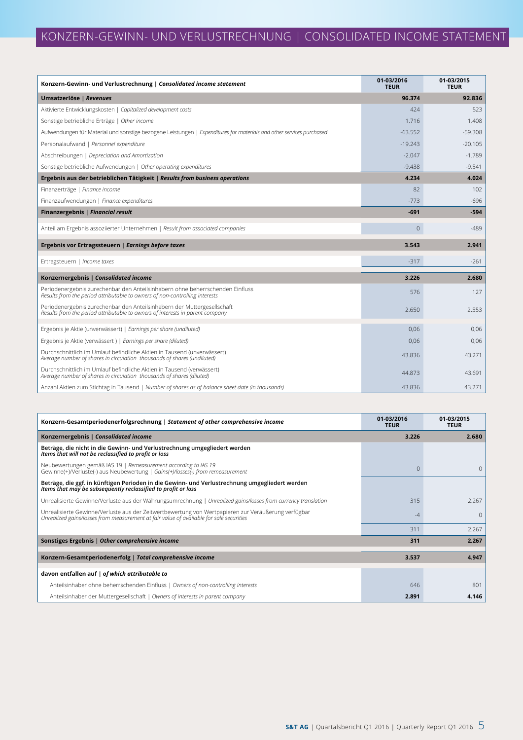# KONZERN-GEWINN- UND VERLUSTRECHNUNG | CONSOLIDATED INCOME STATEMENT

| **Konzern-Gewinn- und Verlustrechnung \| *Consolidated income statement*** | **01-03/2016 TEUR** | **01-03/2015 TEUR** |
|---|---|---|
| **Umsatzerlöse \| *Revenues*** | **96.374** | **92.836** |
| Aktivierte Entwicklungskosten \| *Capitalized development costs* | 424 | 523 |
| Sonstige betriebliche Erträge \| *Other income* | 1.716 | 1.408 |
| Aufwendungen für Material und sonstige bezogene Leistungen \| *Expenditures for materials and other services purchased* | -63.552 | -59.308 |
| Personalaufwand \| *Personnel expenditure* | -19.243 | -20.105 |
| Abschreibungen \| *Depreciation and Amortization* | -2.047 | -1.789 |
| Sonstige betriebliche Aufwendungen \| *Other operating expenditures* | -9.438 | -9.541 |
| **Ergebnis aus der betrieblichen Tätigkeit \| *Results from business operations*** | **4.234** | **4.024** |
| Finanzerträge \| *Finance income* | 82 | 102 |
| Finanzaufwendungen \| *Finance expenditures* | -773 | -696 |
| **Finanzergebnis \| *Financial result*** | **-691** | **-594** |
| Anteil am Ergebnis assoziierter Unternehmen \| *Result from associated companies* | 0 | -489 |
| **Ergebnis vor Ertragssteuern \| *Earnings before taxes*** | **3.543** | **2.941** |
| Ertragsteuern \| *Income taxes* | -317 | -261 |
| **Konzernergebnis \| *Consolidated income*** | **3.226** | **2.680** |
| Periodenergebnis zurechenbar den Anteilsinhabern ohne beherrschenden Einfluss *Results from the period attributable to owners of non-controlling interests* | 576 | 127 |
| Periodenergebnis zurechenbar den Anteilsinhabern der Muttergesellschaft *Results from the period attributable to owners of interests in parent company* | 2.650 | 2.553 |
| Ergebnis je Aktie (unverwässert) \| *Earnings per share (undiluted)* | 0,06 | 0,06 |
| Ergebnis je Aktie (verwässert ) \| *Earnings per share (diluted)* | 0,06 | 0,06 |
| Durchschnittlich im Umlauf befindliche Aktien in Tausend (unverwässert) *Average number of shares in circulation thousands of shares (undiluted)* | 43.836 | 43.271 |
| Durchschnittlich im Umlauf befindliche Aktien in Tausend (verwässert) *Average number of shares in circulation thousands of shares (diluted)* | 44.873 | 43.691 |
| Anzahl Aktien zum Stichtag in Tausend \| *Number of shares as of balance sheet date (in thousands)* | 43.836 | 43.271 |

| **Konzern-Gesamtperiodenerfolgsrechnung \| *Statement of other comprehensive income*** | **01-03/2016 TEUR** | **01-03/2015 TEUR** |
|---|---|---|
| **Konzernergebnis \| *Consolidated income*** | **3.226** | **2.680** |
| **Beträge, die nicht in die Gewinn- und Verlustrechnung umgegliedert werden *Items that will not be reclassified to profit or loss*** | | |
| Neubewertungen gemäß IAS 19 \| *Remeasurement according to IAS 19* Gewinne(+)/Verluste(-) aus Neubewertung \| *Gains(+)/losses(-) from remeasurement* | 0 | 0 |
| **Beträge, die ggf. in künftigen Perioden in die Gewinn- und Verlustrechnung umgegliedert werden *Items that may be subsequently reclassified to profit or loss*** | | |
| Unrealisierte Gewinne/Verluste aus der Währungsumrechnung \| *Unrealized gains/losses from currency translation* | 315 | 2.267 |
| Unrealisierte Gewinne/Verluste aus der Zeitwertbewertung von Wertpapieren zur Veräußerung verfügbar *Unrealized gains/losses from measurement at fair value of available for sale securities* | -4 | 0 |
| | 311 | 2.267 |
| **Sonstiges Ergebnis \| *Other comprehensive income*** | **311** | **2.267** |
| **Konzern-Gesamtperiodenerfolg \| *Total comprehensive income*** | **3.537** | **4.947** |
| **davon entfallen auf \| *of which attributable to*** | | |
| Anteilsinhaber ohne beherrschenden Einfluss \| *Owners of non-controlling interests* | 646 | 801 |
| Anteilsinhaber der Muttergesellschaft \| *Owners of interests in parent company* | **2.891** | **4.146** |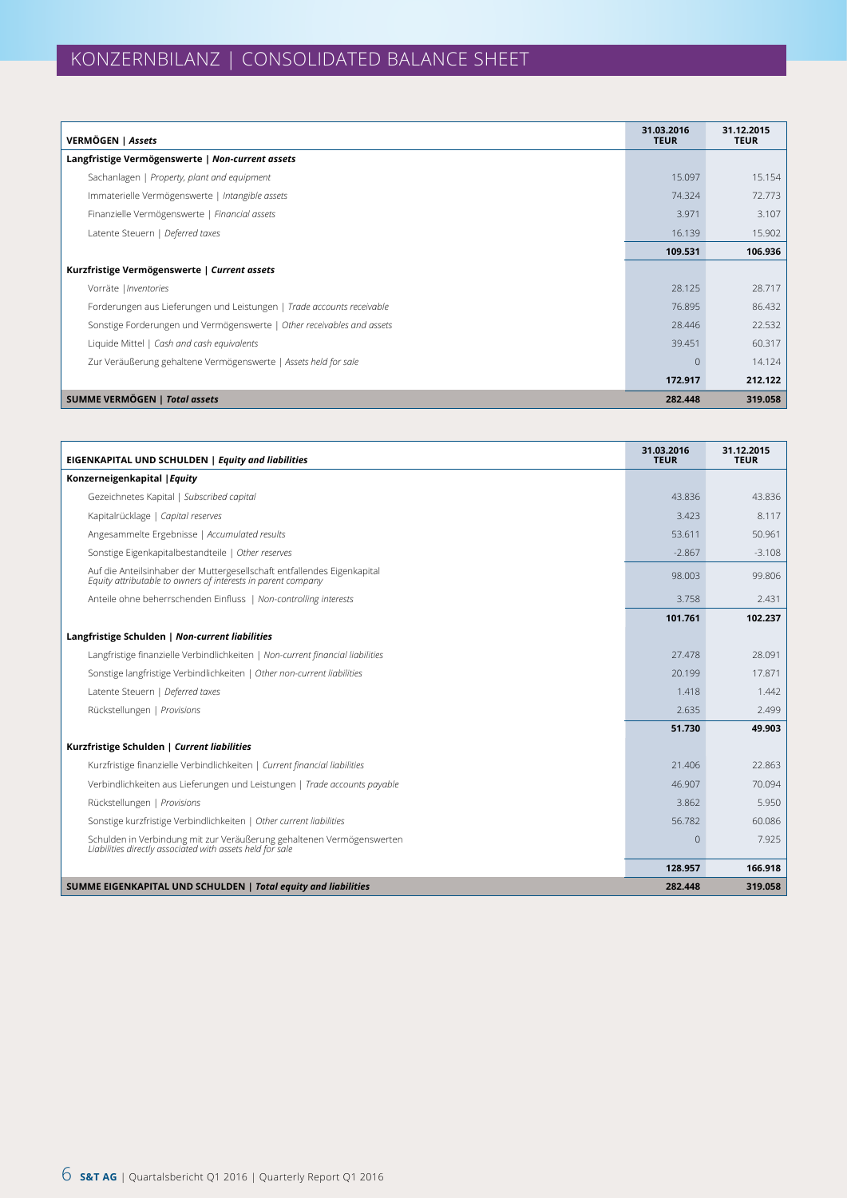# KONZERNBILANZ | CONSOLIDATED BALANCE SHEET

| **VERMÖGEN** \| ***Assets*** | **31.03.2016 TEUR** | **31.12.2015 TEUR** |
|---|---|---|
| **Langfristige Vermögenswerte** \| ***Non-current assets*** | | |
| Sachanlagen \| *Property, plant and equipment* | 15.097 | 15.154 |
| Immaterielle Vermögenswerte \| *Intangible assets* | 74.324 | 72.773 |
| Finanzielle Vermögenswerte \| *Financial assets* | 3.971 | 3.107 |
| Latente Steuern \| *Deferred taxes* | 16.139 | 15.902 |
| | **109.531** | **106.936** |
| **Kurzfristige Vermögenswerte** \| ***Current assets*** | | |
| Vorräte \| *Inventories* | 28.125 | 28.717 |
| Forderungen aus Lieferungen und Leistungen \| *Trade accounts receivable* | 76.895 | 86.432 |
| Sonstige Forderungen und Vermögenswerte \| *Other receivables and assets* | 28.446 | 22.532 |
| Liquide Mittel \| *Cash and cash equivalents* | 39.451 | 60.317 |
| Zur Veräußerung gehaltene Vermögenswerte \| *Assets held for sale* | 0 | 14.124 |
| | **172.917** | **212.122** |
| **SUMME VERMÖGEN** \| ***Total assets*** | **282.448** | **319.058** |

| **EIGENKAPITAL UND SCHULDEN** \| ***Equity and liabilities*** | **31.03.2016 TEUR** | **31.12.2015 TEUR** |
|---|---|---|
| **Konzerneigenkapital** \| ***Equity*** | | |
| Gezeichnetes Kapital \| *Subscribed capital* | 43.836 | 43.836 |
| Kapitalrücklage \| *Capital reserves* | 3.423 | 8.117 |
| Angesammelte Ergebnisse \| *Accumulated results* | 53.611 | 50.961 |
| Sonstige Eigenkapitalbestandteile \| *Other reserves* | -2.867 | -3.108 |
| Auf die Anteilsinhaber der Muttergesellschaft entfallendes Eigenkapital *Equity attributable to owners of interests in parent company* | 98.003 | 99.806 |
| Anteile ohne beherrschenden Einfluss \| *Non-controlling interests* | 3.758 | 2.431 |
| | **101.761** | **102.237** |
| **Langfristige Schulden** \| ***Non-current liabilities*** | | |
| Langfristige finanzielle Verbindlichkeiten \| *Non-current financial liabilities* | 27.478 | 28.091 |
| Sonstige langfristige Verbindlichkeiten \| *Other non-current liabilities* | 20.199 | 17.871 |
| Latente Steuern \| *Deferred taxes* | 1.418 | 1.442 |
| Rückstellungen \| *Provisions* | 2.635 | 2.499 |
| | **51.730** | **49.903** |
| **Kurzfristige Schulden** \| ***Current liabilities*** | | |
| Kurzfristige finanzielle Verbindlichkeiten \| *Current financial liabilities* | 21.406 | 22.863 |
| Verbindlichkeiten aus Lieferungen und Leistungen \| *Trade accounts payable* | 46.907 | 70.094 |
| Rückstellungen \| *Provisions* | 3.862 | 5.950 |
| Sonstige kurzfristige Verbindlichkeiten \| *Other current liabilities* | 56.782 | 60.086 |
| Schulden in Verbindung mit zur Veräußerung gehaltenen Vermögenswerten *Liabilities directly associated with assets held for sale* | 0 | 7.925 |
| | **128.957** | **166.918** |
| **SUMME EIGENKAPITAL UND SCHULDEN** \| ***Total equity and liabilities*** | **282.448** | **319.058** |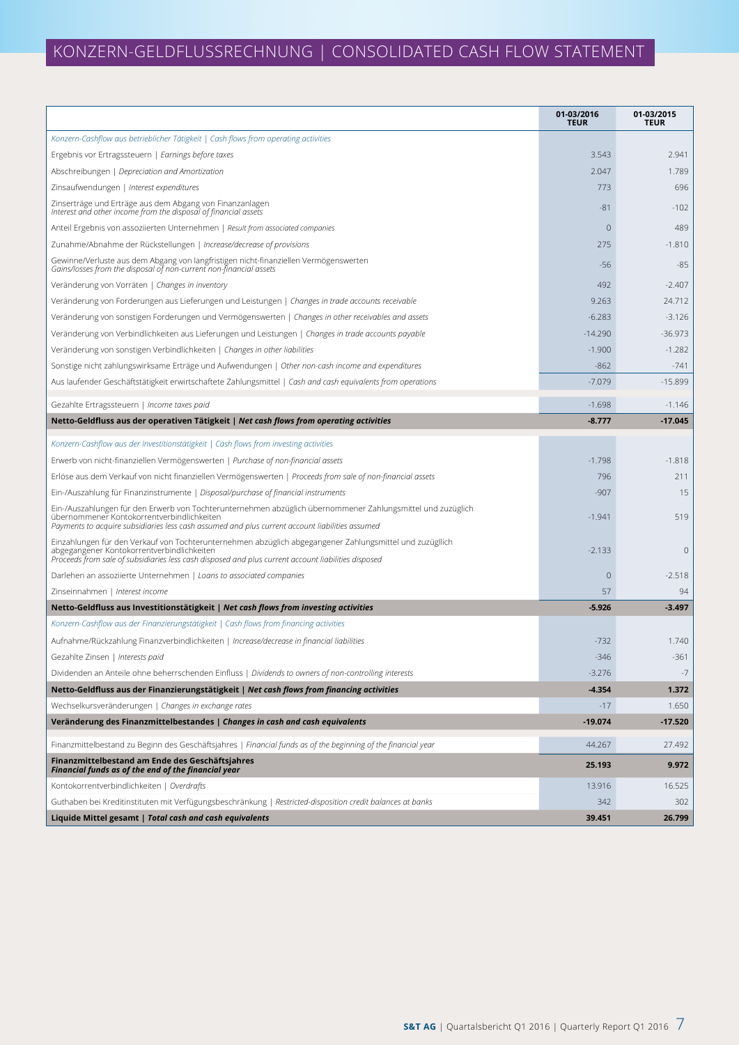# KONZERN-GELDFLUSSRECHNUNG | CONSOLIDATED CASH FLOW STATEMENT

| | 01-03/2016 TEUR | 01-03/2015 TEUR |
|---|---|---|
| *Konzern-Cashflow aus betrieblicher Tätigkeit \| Cash flows from operating activities* | | |
| Ergebnis vor Ertragssteuern \| *Earnings before taxes* | 3.543 | 2.941 |
| Abschreibungen \| *Depreciation and Amortization* | 2.047 | 1.789 |
| Zinsaufwendungen \| *Interest expenditures* | 773 | 696 |
| Zinserträge und Erträge aus dem Abgang von Finanzanlagen *Interest and other income from the disposal of financial assets* | -81 | -102 |
| Anteil Ergebnis von assoziierten Unternehmen \| *Result from associated companies* | 0 | 489 |
| Zunahme/Abnahme der Rückstellungen \| *Increase/decrease of provisions* | 275 | -1.810 |
| Gewinne/Verluste aus dem Abgang von langfristigen nicht-finanziellen Vermögenswerten *Gains/losses from the disposal of non-current non-financial assets* | -56 | -85 |
| Veränderung von Vorräten \| *Changes in inventory* | 492 | -2.407 |
| Veränderung von Forderungen aus Lieferungen und Leistungen \| *Changes in trade accounts receivable* | 9.263 | 24.712 |
| Veränderung von sonstigen Forderungen und Vermögenswerten \| *Changes in other receivables and assets* | -6.283 | -3.126 |
| Veränderung von Verbindlichkeiten aus Lieferungen und Leistungen \| *Changes in trade accounts payable* | -14.290 | -36.973 |
| Veränderung von sonstigen Verbindlichkeiten \| *Changes in other liabilities* | -1.900 | -1.282 |
| Sonstige nicht zahlungswirksame Erträge und Aufwendungen \| *Other non-cash income and expenditures* | -862 | -741 |
| Aus laufender Geschäftstätigkeit erwirtschaftete Zahlungsmittel \| *Cash and cash equivalents from operations* | -7.079 | -15.899 |
| Gezahlte Ertragssteuern \| *Income taxes paid* | -1.698 | -1.146 |
| **Netto-Geldfluss aus der operativen Tätigkeit \| *Net cash flows from operating activities*** | **-8.777** | **-17.045** |
| *Konzern-Cashflow aus der Investitionstätigkeit \| Cash flows from investing activities* | | |
| Erwerb von nicht-finanziellen Vermögenswerten \| *Purchase of non-financial assets* | -1.798 | -1.818 |
| Erlöse aus dem Verkauf von nicht finanziellen Vermögenswerten \| *Proceeds from sale of non-financial assets* | 796 | 211 |
| Ein-/Auszahlung für Finanzinstrumente \| *Disposal/purchase of financial instruments* | -907 | 15 |
| Ein-/Auszahlungen für den Erwerb von Tochterunternehmen abzüglich übernommener Zahlungsmittel und zuzüglich übernommener Kontokorrentverbindlichkeiten *Payments to acquire subsidiaries less cash assumed and plus current account liabilities assumed* | -1.941 | 519 |
| Einzahlungen für den Verkauf von Tochterunternehmen abzüglich abgegangener Zahlungsmittel und zuzüglich abgegangener Kontokorrentverbindlichkeiten *Proceeds from sale of subsidiaries less cash disposed and plus current account liabilities disposed* | -2.133 | 0 |
| Darlehen an assoziierte Unternehmen \| *Loans to associated companies* | 0 | -2.518 |
| Zinseinnahmen \| *Interest income* | 57 | 94 |
| **Netto-Geldfluss aus Investitionstätigkeit \| *Net cash flows from investing activities*** | **-5.926** | **-3.497** |
| *Konzern-Cashflow aus der Finanzierungstätigkeit \| Cash flows from financing activities* | | |
| Aufnahme/Rückzahlung Finanzverbindlichkeiten \| *Increase/decrease in financial liabilities* | -732 | 1.740 |
| Gezahlte Zinsen \| *Interests paid* | -346 | -361 |
| Dividenden an Anteile ohne beherrschenden Einfluss \| *Dividends to owners of non-controlling interests* | -3.276 | -7 |
| **Netto-Geldfluss aus der Finanzierungstätigkeit \| *Net cash flows from financing activities*** | **-4.354** | **1.372** |
| Wechselkursveränderungen \| *Changes in exchange rates* | -17 | 1.650 |
| **Veränderung des Finanzmittelbestandes \| *Changes in cash and cash equivalents*** | **-19.074** | **-17.520** |
| Finanzmittelbestand zu Beginn des Geschäftsjahres \| *Financial funds as of the beginning of the financial year* | 44.267 | 27.492 |
| **Finanzmittelbestand am Ende des Geschäftsjahres *Financial funds as of the end of the financial year*** | **25.193** | **9.972** |
| Kontokorrentverbindlichkeiten \| *Overdrafts* | 13.916 | 16.525 |
| Guthaben bei Kreditinstituten mit Verfügungsbeschränkung \| *Restricted-disposition credit balances at banks* | 342 | 302 |
| **Liquide Mittel gesamt \| *Total cash and cash equivalents*** | **39.451** | **26.799** |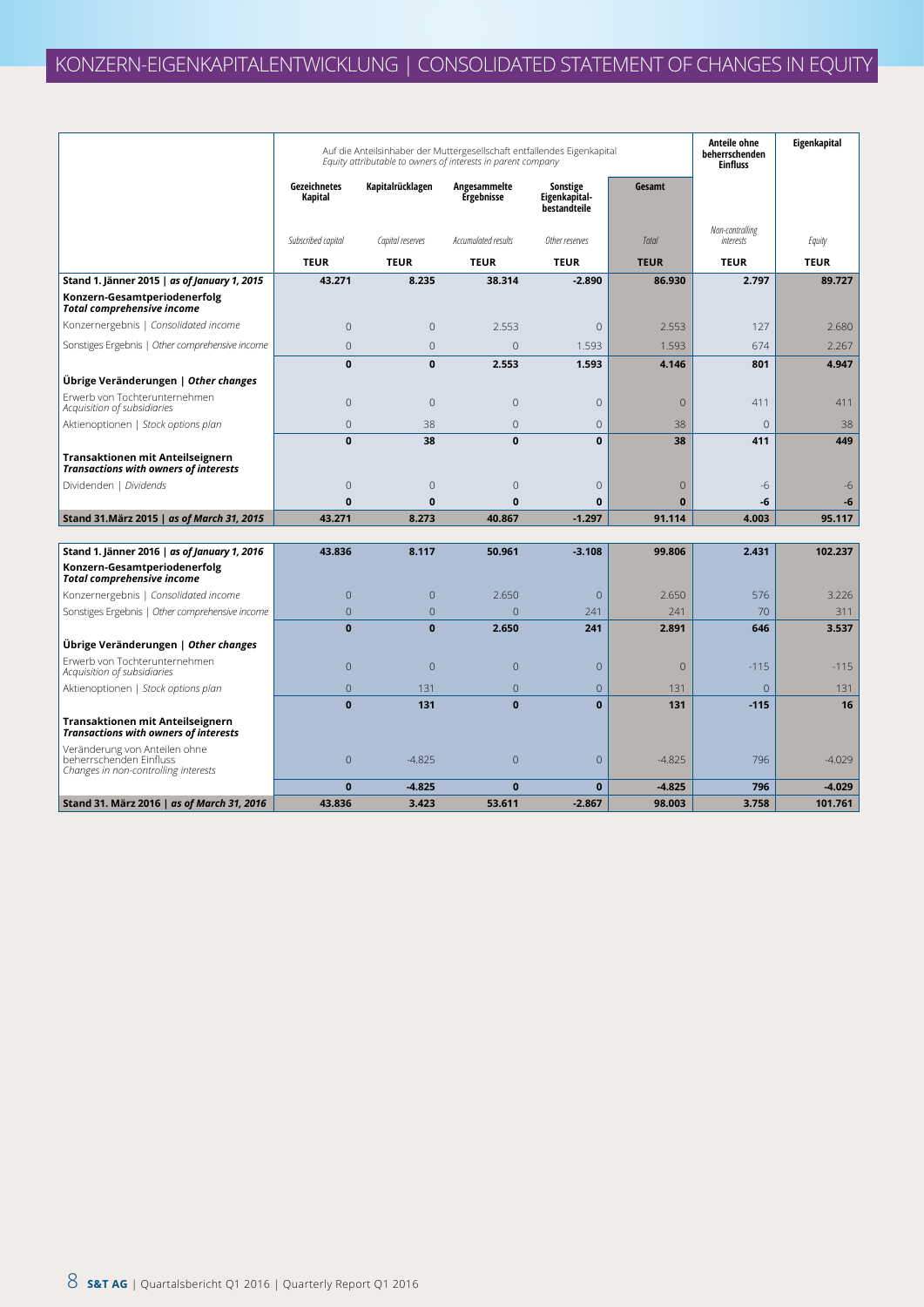# KONZERN-EIGENKAPITALENTWICKLUNG | CONSOLIDATED STATEMENT OF CHANGES IN EQUITY

| | Auf die Anteilsinhaber der Muttergesellschaft entfallendes Eigenkapital *Equity attributable to owners of interests in parent company* | | | | | Anteile ohne beherrschenden Einfluss | Eigenkapital |
|---|---|---|---|---|---|---|---|
| | Gezeichnetes Kapital | Kapitalrücklagen | Angesammelte Ergebnisse | Sonstige Eigenkapital-bestandteile | Gesamt | | |
| | *Subscribed capital* | *Capital reserves* | *Accumulated results* | *Other reserves* | *Total* | *Non-controlling interests* | *Equity* |
| | **TEUR** | **TEUR** | **TEUR** | **TEUR** | **TEUR** | **TEUR** | **TEUR** |
| **Stand 1. Jänner 2015 \| *as of January 1, 2015*** | **43.271** | **8.235** | **38.314** | **-2.890** | **86.930** | **2.797** | **89.727** |
| **Konzern-Gesamtperiodenerfolg** ***Total comprehensive income*** | | | | | | | |
| Konzernergebnis \| *Consolidated income* | 0 | 0 | 2.553 | 0 | 2.553 | 127 | 2.680 |
| Sonstiges Ergebnis \| *Other comprehensive income* | 0 | 0 | 0 | 1.593 | 1.593 | 674 | 2.267 |
| | **0** | **0** | **2.553** | **1.593** | **4.146** | **801** | **4.947** |
| **Übrige Veränderungen \| *Other changes*** | | | | | | | |
| Erwerb von Tochterunternehmen *Acquisition of subsidiaries* | 0 | 0 | 0 | 0 | 0 | 411 | 411 |
| Aktienoptionen \| *Stock options plan* | 0 | 38 | 0 | 0 | 38 | 0 | 38 |
| | **0** | **38** | **0** | **0** | **38** | **411** | **449** |
| **Transaktionen mit Anteilseignern** ***Transactions with owners of interests*** | | | | | | | |
| Dividenden \| *Dividends* | 0 | 0 | 0 | 0 | 0 | -6 | -6 |
| | **0** | **0** | **0** | **0** | **0** | **-6** | **-6** |
| **Stand 31.März 2015 \| *as of March 31, 2015*** | **43.271** | **8.273** | **40.867** | **-1.297** | **91.114** | **4.003** | **95.117** |
| | | | | | | | |
| **Stand 1. Jänner 2016 \| *as of January 1, 2016*** | **43.836** | **8.117** | **50.961** | **-3.108** | **99.806** | **2.431** | **102.237** |
| **Konzern-Gesamtperiodenerfolg** ***Total comprehensive income*** | | | | | | | |
| Konzernergebnis \| *Consolidated income* | 0 | 0 | 2.650 | 0 | 2.650 | 576 | 3.226 |
| Sonstiges Ergebnis \| *Other comprehensive income* | 0 | 0 | 0 | 241 | 241 | 70 | 311 |
| | **0** | **0** | **2.650** | **241** | **2.891** | **646** | **3.537** |
| **Übrige Veränderungen \| *Other changes*** | | | | | | | |
| Erwerb von Tochterunternehmen *Acquisition of subsidiaries* | 0 | 0 | 0 | 0 | 0 | -115 | -115 |
| Aktienoptionen \| *Stock options plan* | 0 | 131 | 0 | 0 | 131 | 0 | 131 |
| | **0** | **131** | **0** | **0** | **131** | **-115** | **16** |
| **Transaktionen mit Anteilseignern** ***Transactions with owners of interests*** | | | | | | | |
| Veränderung von Anteilen ohne beherrschenden Einfluss *Changes in non-controlling interests* | 0 | -4.825 | 0 | 0 | -4.825 | 796 | -4.029 |
| | **0** | **-4.825** | **0** | **0** | **-4.825** | **796** | **-4.029** |
| **Stand 31. März 2016 \| *as of March 31, 2016*** | **43.836** | **3.423** | **53.611** | **-2.867** | **98.003** | **3.758** | **101.761** |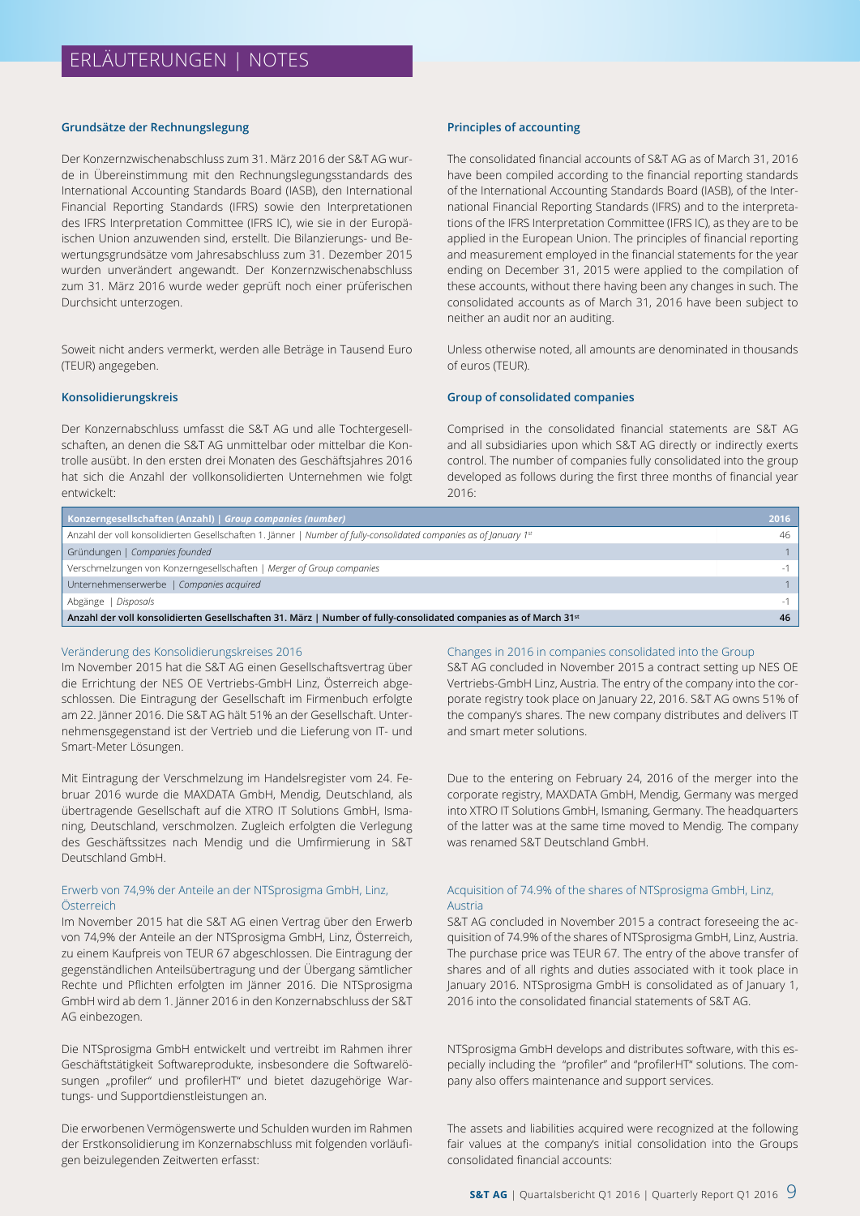# ERLÄUTERUNGEN | NOTES

### Grundsätze der Rechnungslegung

Der Konzernzwischenabschluss zum 31. März 2016 der S&T AG wurde in Übereinstimmung mit den Rechnungslegungsstandards des International Accounting Standards Board (IASB), den International Financial Reporting Standards (IFRS) sowie den Interpretationen des IFRS Interpretation Committee (IFRS IC), wie sie in der Europäischen Union anzuwenden sind, erstellt. Die Bilanzierungs- und Bewertungsgrundsätze vom Jahresabschluss zum 31. Dezember 2015 wurden unverändert angewandt. Der Konzernzwischenabschluss zum 31. März 2016 wurde weder geprüft noch einer prüferischen Durchsicht unterzogen.

Soweit nicht anders vermerkt, werden alle Beträge in Tausend Euro (TEUR) angegeben.

### Principles of accounting

The consolidated financial accounts of S&T AG as of March 31, 2016 have been compiled according to the financial reporting standards of the International Accounting Standards Board (IASB), of the International Financial Reporting Standards (IFRS) and to the interpretations of the IFRS Interpretation Committee (IFRS IC), as they are to be applied in the European Union. The principles of financial reporting and measurement employed in the financial statements for the year ending on December 31, 2015 were applied to the compilation of these accounts, without there having been any changes in such. The consolidated accounts as of March 31, 2016 have been subject to neither an audit nor an auditing.

Unless otherwise noted, all amounts are denominated in thousands of euros (TEUR).

### Konsolidierungskreis

Der Konzernabschluss umfasst die S&T AG und alle Tochtergesellschaften, an denen die S&T AG unmittelbar oder mittelbar die Kontrolle ausübt. In den ersten drei Monaten des Geschäftsjahres 2016 hat sich die Anzahl der vollkonsolidierten Unternehmen wie folgt entwickelt:

### Group of consolidated companies

Comprised in the consolidated financial statements are S&T AG and all subsidiaries upon which S&T AG directly or indirectly exerts control. The number of companies fully consolidated into the group developed as follows during the first three months of financial year 2016:

| **Konzerngesellschaften (Anzahl) \| *Group companies (number)*** | **2016** |
|---|---|
| Anzahl der voll konsolidierten Gesellschaften 1. Jänner \| *Number of fully-consolidated companies as of January 1st* | 46 |
| Gründungen \| *Companies founded* | 1 |
| Verschmelzungen von Konzerngesellschaften \| *Merger of Group companies* | -1 |
| Unternehmenserwerbe \| *Companies acquired* | 1 |
| Abgänge \| *Disposals* | -1 |
| **Anzahl der voll konsolidierten Gesellschaften 31. März \| Number of fully-consolidated companies as of March 31st** | **46** |

#### Veränderung des Konsolidierungskreises 2016

Im November 2015 hat die S&T AG einen Gesellschaftsvertrag über die Errichtung der NES OE Vertriebs-GmbH Linz, Österreich abgeschlossen. Die Eintragung der Gesellschaft im Firmenbuch erfolgte am 22. Jänner 2016. Die S&T AG hält 51% an der Gesellschaft. Unternehmensgegenstand ist der Vertrieb und die Lieferung von IT- und Smart-Meter Lösungen.

Mit Eintragung der Verschmelzung im Handelsregister vom 24. Februar 2016 wurde die MAXDATA GmbH, Mendig, Deutschland, als übertragende Gesellschaft auf die XTRO IT Solutions GmbH, Ismaning, Deutschland, verschmolzen. Zugleich erfolgten die Verlegung des Geschäftssitzes nach Mendig und die Umfirmierung in S&T Deutschland GmbH.

#### Erwerb von 74,9% der Anteile an der NTSprosigma GmbH, Linz, Österreich

Im November 2015 hat die S&T AG einen Vertrag über den Erwerb von 74,9% der Anteile an der NTSprosigma GmbH, Linz, Österreich, zu einem Kaufpreis von TEUR 67 abgeschlossen. Die Eintragung der gegenständlichen Anteilsübertragung und der Übergang sämtlicher Rechte und Pflichten erfolgten im Jänner 2016. Die NTSprosigma GmbH wird ab dem 1. Jänner 2016 in den Konzernabschluss der S&T AG einbezogen.

Die NTSprosigma GmbH entwickelt und vertreibt im Rahmen ihrer Geschäftstätigkeit Softwareprodukte, insbesondere die Softwarelösungen „profiler" und profilerHT" und bietet dazugehörige Wartungs- und Supportdienstleistungen an.

Die erworbenen Vermögenswerte und Schulden wurden im Rahmen der Erstkonsolidierung im Konzernabschluss mit folgenden vorläufigen beizulegenden Zeitwerten erfasst:

#### Changes in 2016 in companies consolidated into the Group

S&T AG concluded in November 2015 a contract setting up NES OE Vertriebs-GmbH Linz, Austria. The entry of the company into the corporate registry took place on January 22, 2016. S&T AG owns 51% of the company's shares. The new company distributes and delivers IT and smart meter solutions.

Due to the entering on February 24, 2016 of the merger into the corporate registry, MAXDATA GmbH, Mendig, Germany was merged into XTRO IT Solutions GmbH, Ismaning, Germany. The headquarters of the latter was at the same time moved to Mendig. The company was renamed S&T Deutschland GmbH.

#### Acquisition of 74.9% of the shares of NTSprosigma GmbH, Linz, Austria

S&T AG concluded in November 2015 a contract foreseeing the acquisition of 74.9% of the shares of NTSprosigma GmbH, Linz, Austria. The purchase price was TEUR 67. The entry of the above transfer of shares and of all rights and duties associated with it took place in January 2016. NTSprosigma GmbH is consolidated as of January 1, 2016 into the consolidated financial statements of S&T AG.

NTSprosigma GmbH develops and distributes software, with this especially including the "profiler" and "profilerHT" solutions. The company also offers maintenance and support services.

The assets and liabilities acquired were recognized at the following fair values at the company's initial consolidation into the Groups consolidated financial accounts: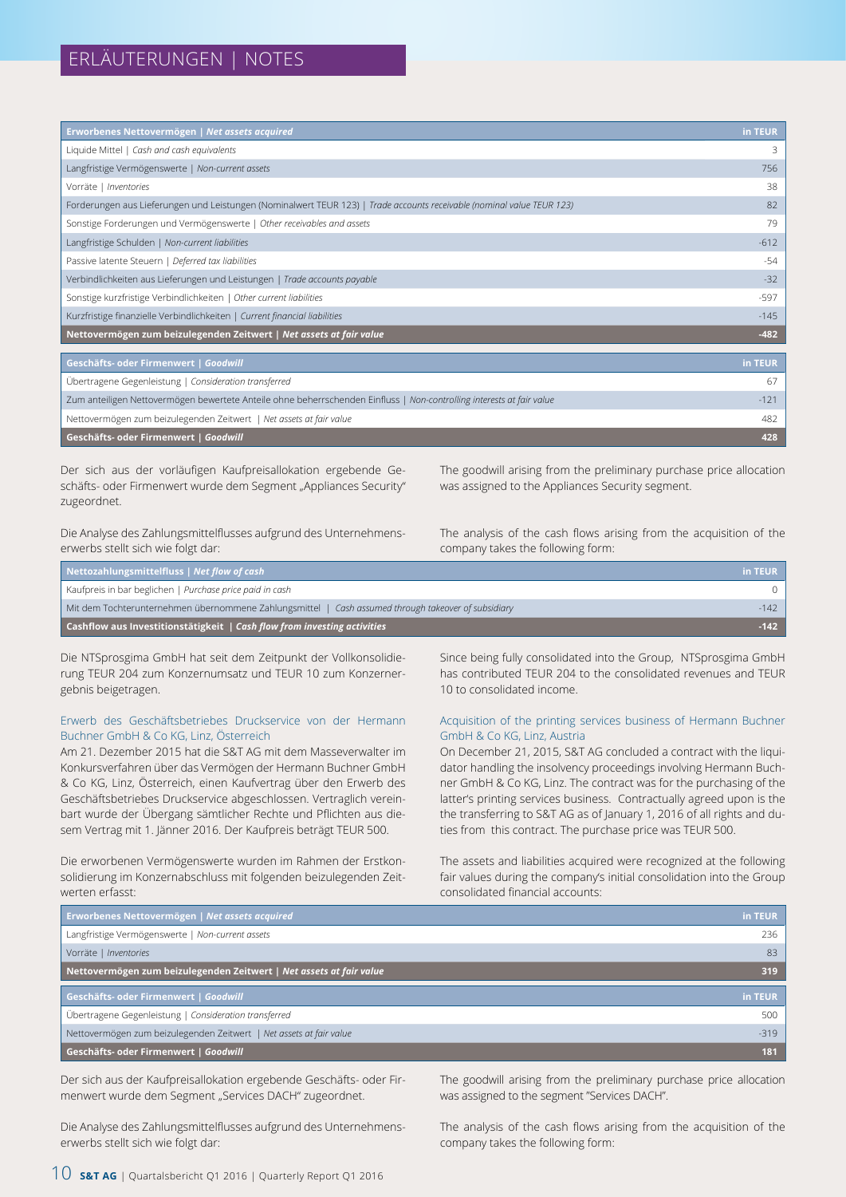| Erworbenes Nettovermögen \| *Net assets acquired* | in TEUR |
|---|---|
| Liquide Mittel \| *Cash and cash equivalents* | 3 |
| Langfristige Vermögenswerte \| *Non-current assets* | 756 |
| Vorräte \| *Inventories* | 38 |
| Forderungen aus Lieferungen und Leistungen (Nominalwert TEUR 123) \| *Trade accounts receivable (nominal value TEUR 123)* | 82 |
| Sonstige Forderungen und Vermögenswerte \| *Other receivables and assets* | 79 |
| Langfristige Schulden \| *Non-current liabilities* | -612 |
| Passive latente Steuern \| *Deferred tax liabilities* | -54 |
| Verbindlichkeiten aus Lieferungen und Leistungen \| *Trade accounts payable* | -32 |
| Sonstige kurzfristige Verbindlichkeiten \| *Other current liabilities* | -597 |
| Kurzfristige finanzielle Verbindlichkeiten \| *Current financial liabilities* | -145 |
| **Nettovermögen zum beizulegenden Zeitwert \| *Net assets at fair value*** | **-482** |

| Geschäfts- oder Firmenwert \| *Goodwill* | in TEUR |
|---|---|
| Übertragene Gegenleistung \| *Consideration transferred* | 67 |
| Zum anteiligen Nettovermögen bewertete Anteile ohne beherrschenden Einfluss \| *Non-controlling interests at fair value* | -121 |
| Nettovermögen zum beizulegenden Zeitwert \| *Net assets at fair value* | 482 |
| **Geschäfts- oder Firmenwert \| *Goodwill*** | **428** |

Der sich aus der vorläufigen Kaufpreisallokation ergebende Geschäfts- oder Firmenwert wurde dem Segment „Appliances Security" zugeordnet.

The goodwill arising from the preliminary purchase price allocation was assigned to the Appliances Security segment.

Die Analyse des Zahlungsmittelflusses aufgrund des Unternehmenserwerbs stellt sich wie folgt dar:

The analysis of the cash flows arising from the acquisition of the company takes the following form:

| Nettozahlungsmittelfluss \| *Net flow of cash* | in TEUR |
|---|---|
| Kaufpreis in bar beglichen \| *Purchase price paid in cash* | 0 |
| Mit dem Tochterunternehmen übernommene Zahlungsmittel \| *Cash assumed through takeover of subsidiary* | -142 |
| **Cashflow aus Investitionstätigkeit \| *Cash flow from investing activities*** | **-142** |

Die NTSprosgima GmbH hat seit dem Zeitpunkt der Vollkonsolidierung TEUR 204 zum Konzernumsatz und TEUR 10 zum Konzernergebnis beigetragen.

Since being fully consolidated into the Group, NTSprosgima GmbH has contributed TEUR 204 to the consolidated revenues and TEUR 10 to consolidated income.

### Erwerb des Geschäftsbetriebes Druckservice von der Hermann Buchner GmbH & Co KG, Linz, Österreich

Am 21. Dezember 2015 hat die S&T AG mit dem Masseverwalter im Konkursverfahren über das Vermögen der Hermann Buchner GmbH & Co KG, Linz, Österreich, einen Kaufvertrag über den Erwerb des Geschäftsbetriebes Druckservice abgeschlossen. Vertraglich vereinbart wurde der Übergang sämtlicher Rechte und Pflichten aus diesem Vertrag mit 1. Jänner 2016. Der Kaufpreis beträgt TEUR 500.

Die erworbenen Vermögenswerte wurden im Rahmen der Erstkonsolidierung im Konzernabschluss mit folgenden beizulegenden Zeitwerten erfasst:

### Acquisition of the printing services business of Hermann Buchner GmbH & Co KG, Linz, Austria

On December 21, 2015, S&T AG concluded a contract with the liquidator handling the insolvency proceedings involving Hermann Buchner GmbH & Co KG, Linz. The contract was for the purchasing of the latter's printing services business. Contractually agreed upon is the transferring to S&T AG as of January 1, 2016 of all rights and duties from this contract. The purchase price was TEUR 500.

The assets and liabilities acquired were recognized at the following fair values during the company's initial consolidation into the Group consolidated financial accounts:

| Erworbenes Nettovermögen \| *Net assets acquired* | in TEUR |
|---|---|
| Langfristige Vermögenswerte \| *Non-current assets* | 236 |
| Vorräte \| *Inventories* | 83 |
| **Nettovermögen zum beizulegenden Zeitwert \| *Net assets at fair value*** | **319** |

| Geschäfts- oder Firmenwert \| *Goodwill* | in TEUR |
|---|---|
| Übertragene Gegenleistung \| *Consideration transferred* | 500 |
| Nettovermögen zum beizulegenden Zeitwert \| *Net assets at fair value* | -319 |
| **Geschäfts- oder Firmenwert \| *Goodwill*** | **181** |

Der sich aus der Kaufpreisallokation ergebende Geschäfts- oder Firmenwert wurde dem Segment „Services DACH" zugeordnet.

The goodwill arising from the preliminary purchase price allocation was assigned to the segment "Services DACH".

Die Analyse des Zahlungsmittelflusses aufgrund des Unternehmenserwerbs stellt sich wie folgt dar:

The analysis of the cash flows arising from the acquisition of the company takes the following form: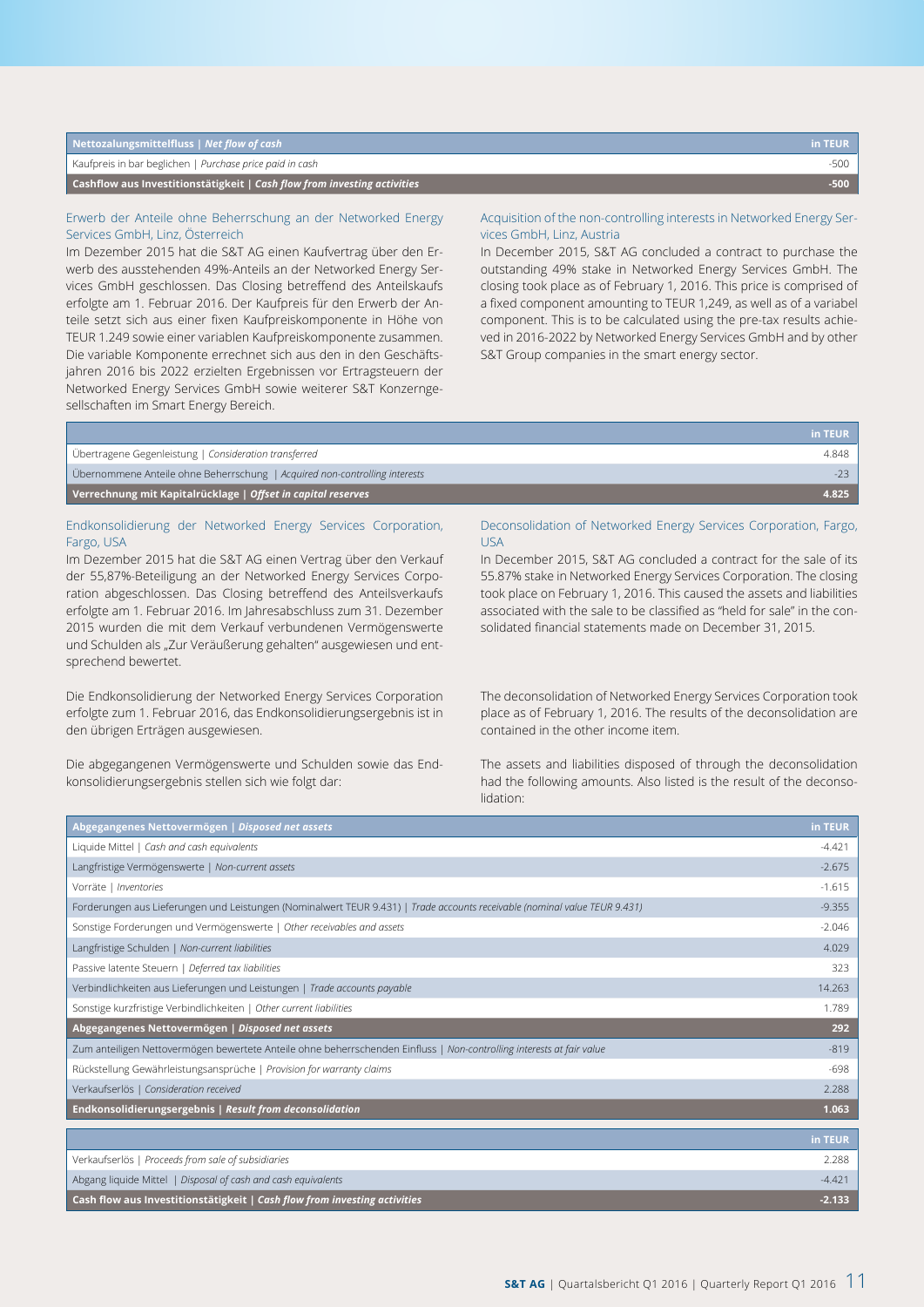| Nettozahlungsmittelfluss \| *Net flow of cash* | in TEUR |
|---|---|
| Kaufpreis in bar beglichen \| *Purchase price paid in cash* | -500 |
| **Cashflow aus Investitionstätigkeit \| *Cash flow from investing activities*** | **-500** |

### Erwerb der Anteile ohne Beherrschung an der Networked Energy Services GmbH, Linz, Österreich

Im Dezember 2015 hat die S&T AG einen Kaufvertrag über den Erwerb des ausstehenden 49%-Anteils an der Networked Energy Services GmbH geschlossen. Das Closing betreffend des Anteilskaufs erfolgte am 1. Februar 2016. Der Kaufpreis für den Erwerb der Anteile setzt sich aus einer fixen Kaufpreiskomponente in Höhe von TEUR 1.249 sowie einer variablen Kaufpreiskomponente zusammen. Die variable Komponente errechnet sich aus den in den Geschäftsjahren 2016 bis 2022 erzielten Ergebnissen vor Ertragsteuern der Networked Energy Services GmbH sowie weiterer S&T Konzerngesellschaften im Smart Energy Bereich.

### Acquisition of the non-controlling interests in Networked Energy Services GmbH, Linz, Austria

In December 2015, S&T AG concluded a contract to purchase the outstanding 49% stake in Networked Energy Services GmbH. The closing took place as of February 1, 2016. This price is comprised of a fixed component amounting to TEUR 1,249, as well as of a variabel component. This is to be calculated using the pre-tax results achieved in 2016-2022 by Networked Energy Services GmbH and by other S&T Group companies in the smart energy sector.

| | in TEUR |
|---|---|
| Übertragene Gegenleistung \| *Consideration transferred* | 4.848 |
| Übernommene Anteile ohne Beherrschung \| *Acquired non-controlling interests* | -23 |
| **Verrechnung mit Kapitalrücklage \| *Offset in capital reserves*** | **4.825** |

### Endkonsolidierung der Networked Energy Services Corporation, Fargo, USA

Im Dezember 2015 hat die S&T AG einen Vertrag über den Verkauf der 55,87%-Beteiligung an der Networked Energy Services Corporation abgeschlossen. Das Closing betreffend des Anteilsverkaufs erfolgte am 1. Februar 2016. Im Jahresabschluss zum 31. Dezember 2015 wurden die mit dem Verkauf verbundenen Vermögenswerte und Schulden als „Zur Veräußerung gehalten" ausgewiesen und entsprechend bewertet.

Die Endkonsolidierung der Networked Energy Services Corporation erfolgte zum 1. Februar 2016, das Endkonsolidierungsergebnis ist in den übrigen Erträgen ausgewiesen.

Die abgegangenen Vermögenswerte und Schulden sowie das Endkonsolidierungsergebnis stellen sich wie folgt dar:

### Deconsolidation of Networked Energy Services Corporation, Fargo, USA

In December 2015, S&T AG concluded a contract for the sale of its 55.87% stake in Networked Energy Services Corporation. The closing took place on February 1, 2016. This caused the assets and liabilities associated with the sale to be classified as "held for sale" in the consolidated financial statements made on December 31, 2015.

The deconsolidation of Networked Energy Services Corporation took place as of February 1, 2016. The results of the deconsolidation are contained in the other income item.

The assets and liabilities disposed of through the deconsolidation had the following amounts. Also listed is the result of the deconsolidation:

| Abgegangenes Nettovermögen \| *Disposed net assets* | in TEUR |
|---|---|
| Liquide Mittel \| *Cash and cash equivalents* | -4.421 |
| Langfristige Vermögenswerte \| *Non-current assets* | -2.675 |
| Vorräte \| *Inventories* | -1.615 |
| Forderungen aus Lieferungen und Leistungen (Nominalwert TEUR 9.431) \| *Trade accounts receivable (nominal value TEUR 9.431)* | -9.355 |
| Sonstige Forderungen und Vermögenswerte \| *Other receivables and assets* | -2.046 |
| Langfristige Schulden \| *Non-current liabilities* | 4.029 |
| Passive latente Steuern \| *Deferred tax liabilities* | 323 |
| Verbindlichkeiten aus Lieferungen und Leistungen \| *Trade accounts payable* | 14.263 |
| Sonstige kurzfristige Verbindlichkeiten \| *Other current liabilities* | 1.789 |
| **Abgegangenes Nettovermögen \| *Disposed net assets*** | **292** |
| Zum anteiligen Nettovermögen bewertete Anteile ohne beherrschenden Einfluss \| *Non-controlling interests at fair value* | -819 |
| Rückstellung Gewährleistungsansprüche \| *Provision for warranty claims* | -698 |
| Verkaufserlös \| *Consideration received* | 2.288 |
| **Endkonsolidierungsergebnis \| *Result from deconsolidation*** | **1.063** |

| | in TEUR |
|---|---|
| Verkaufserlös \| *Proceeds from sale of subsidiaries* | 2.288 |
| Abgang liquide Mittel \| *Disposal of cash and cash equivalents* | -4.421 |
| **Cash flow aus Investitionstätigkeit \| *Cash flow from investing activities*** | **-2.133** |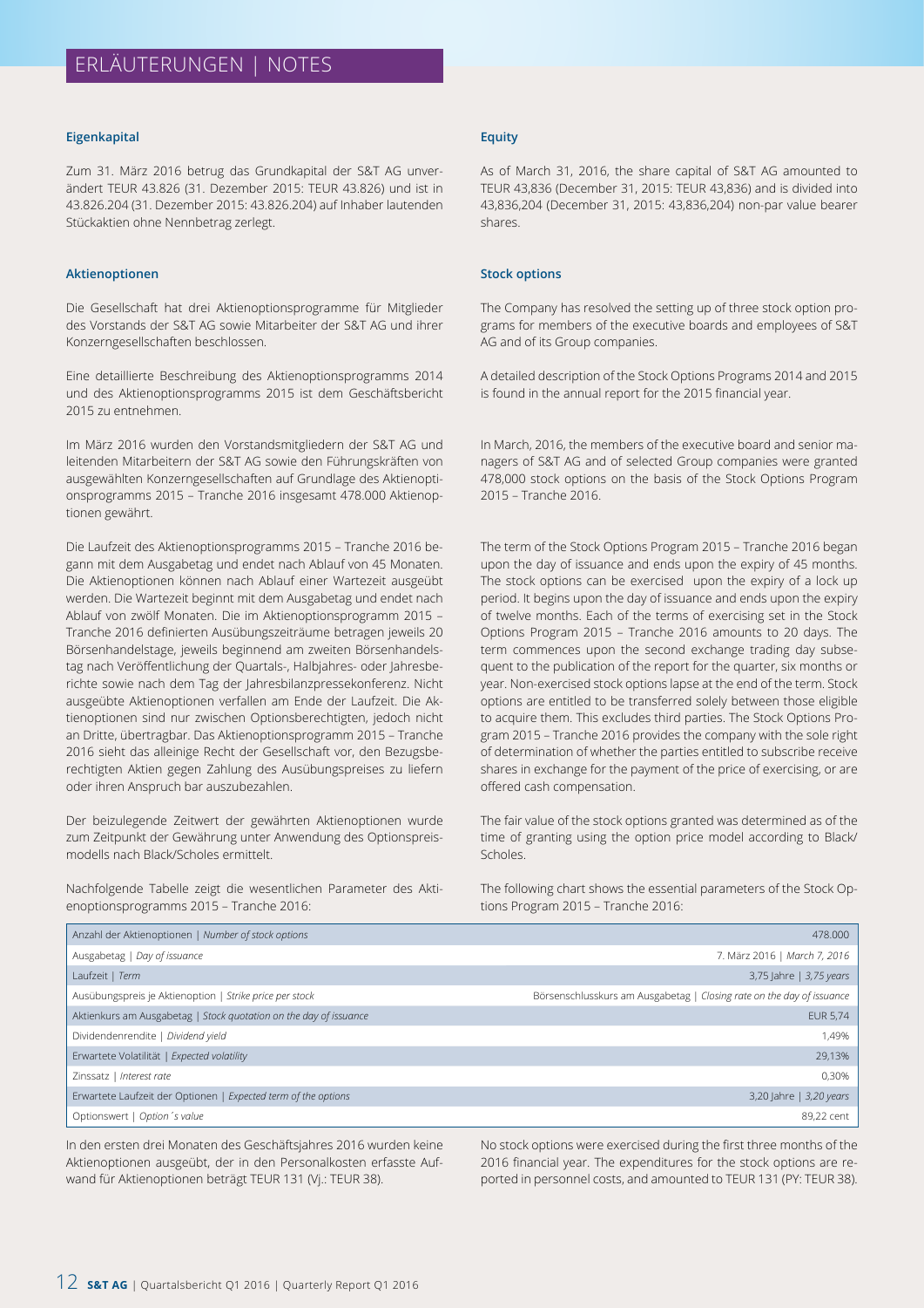# ERLÄUTERUNGEN | NOTES

### Eigenkapital

Zum 31. März 2016 betrug das Grundkapital der S&T AG unverändert TEUR 43.826 (31. Dezember 2015: TEUR 43.826) und ist in 43.826.204 (31. Dezember 2015: 43.826.204) auf Inhaber lautenden Stückaktien ohne Nennbetrag zerlegt.

### Aktienoptionen

Die Gesellschaft hat drei Aktienoptionsprogramme für Mitglieder des Vorstands der S&T AG sowie Mitarbeiter der S&T AG und ihrer Konzerngesellschaften beschlossen.

Eine detaillierte Beschreibung des Aktienoptionsprogramms 2014 und des Aktienoptionsprogramms 2015 ist dem Geschäftsbericht 2015 zu entnehmen.

Im März 2016 wurden den Vorstandsmitgliedern der S&T AG und leitenden Mitarbeitern der S&T AG sowie den Führungskräften von ausgewählten Konzerngesellschaften auf Grundlage des Aktienoptionsprogramms 2015 – Tranche 2016 insgesamt 478.000 Aktienoptionen gewährt.

Die Laufzeit des Aktienoptionsprogramms 2015 – Tranche 2016 begann mit dem Ausgabetag und endet nach Ablauf von 45 Monaten. Die Aktienoptionen können nach Ablauf einer Wartezeit ausgeübt werden. Die Wartezeit beginnt mit dem Ausgabetag und endet nach Ablauf von zwölf Monaten. Die im Aktienoptionsprogramm 2015 – Tranche 2016 definierten Ausübungszeiträume betragen jeweils 20 Börsenhandelstage, jeweils beginnend am zweiten Börsenhandelstag nach Veröffentlichung der Quartals-, Halbjahres- oder Jahresberichte sowie nach dem Tag der Jahresbilanzpressekonferenz. Nicht ausgeübte Aktienoptionen verfallen am Ende der Laufzeit. Die Aktienoptionen sind nur zwischen Optionsberechtigten, jedoch nicht an Dritte, übertragbar. Das Aktienoptionsprogramm 2015 – Tranche 2016 sieht das alleinige Recht der Gesellschaft vor, den Bezugsberechtigten Aktien gegen Zahlung des Ausübungspreises zu liefern oder ihren Anspruch bar auszuzahlen.

Der beizulegende Zeitwert der gewährten Aktienoptionen wurde zum Zeitpunkt der Gewährung unter Anwendung des Optionspreismodells nach Black/Scholes ermittelt.

Nachfolgende Tabelle zeigt die wesentlichen Parameter des Aktienoptionsprogramms 2015 – Tranche 2016:

### Equity

As of March 31, 2016, the share capital of S&T AG amounted to TEUR 43,836 (December 31, 2015: TEUR 43,836) and is divided into 43,836,204 (December 31, 2015: 43,836,204) non-par value bearer shares.

### Stock options

The Company has resolved the setting up of three stock option programs for members of the executive boards and employees of S&T AG and of its Group companies.

A detailed description of the Stock Options Programs 2014 and 2015 is found in the annual report for the 2015 financial year.

In March, 2016, the members of the executive board and senior managers of S&T AG and of selected Group companies were granted 478,000 stock options on the basis of the Stock Options Program 2015 – Tranche 2016.

The term of the Stock Options Program 2015 – Tranche 2016 began upon the day of issuance and ends upon the expiry of 45 months. The stock options can be exercised upon the expiry of a lock up period. It begins upon the day of issuance and ends upon the expiry of twelve months. Each of the terms of exercising set in the Stock Options Program 2015 – Tranche 2016 amounts to 20 days. The term commences upon the second exchange trading day subsequent to the publication of the report for the quarter, six months or year. Non-exercised stock options lapse at the end of the term. Stock options are entitled to be transferred solely between those eligible to acquire them. This excludes third parties. The Stock Options Program 2015 – Tranche 2016 provides the company with the sole right of determination of whether the parties entitled to subscribe receive shares in exchange for the payment of the price of exercising, or are offered cash compensation.

The fair value of the stock options granted was determined as of the time of granting using the option price model according to Black/Scholes.

The following chart shows the essential parameters of the Stock Options Program 2015 – Tranche 2016:

| Parameter | Wert / Value |
|---|---|
| Anzahl der Aktienoptionen \| *Number of stock options* | 478.000 |
| Ausgabetag \| *Day of issuance* | 7. März 2016 \| *March 7, 2016* |
| Laufzeit \| *Term* | 3,75 Jahre \| *3,75 years* |
| Ausübungspreis je Aktienoption \| *Strike price per stock* | Börsenschlusskurs am Ausgabetag \| *Closing rate on the day of issuance* |
| Aktienkurs am Ausgabetag \| *Stock quotation on the day of issuance* | EUR 5,74 |
| Dividendenrendite \| *Dividend yield* | 1,49% |
| Erwartete Volatilität \| *Expected volatility* | 29,13% |
| Zinssatz \| *Interest rate* | 0,30% |
| Erwartete Laufzeit der Optionen \| *Expected term of the options* | 3,20 Jahre \| *3,20 years* |
| Optionswert \| *Option´s value* | 89,22 cent |

In den ersten drei Monaten des Geschäftsjahres 2016 wurden keine Aktienoptionen ausgeübt, der in den Personalkosten erfasste Aufwand für Aktienoptionen beträgt TEUR 131 (Vj.: TEUR 38).

No stock options were exercised during the first three months of the 2016 financial year. The expenditures for the stock options are reported in personnel costs, and amounted to TEUR 131 (PY: TEUR 38).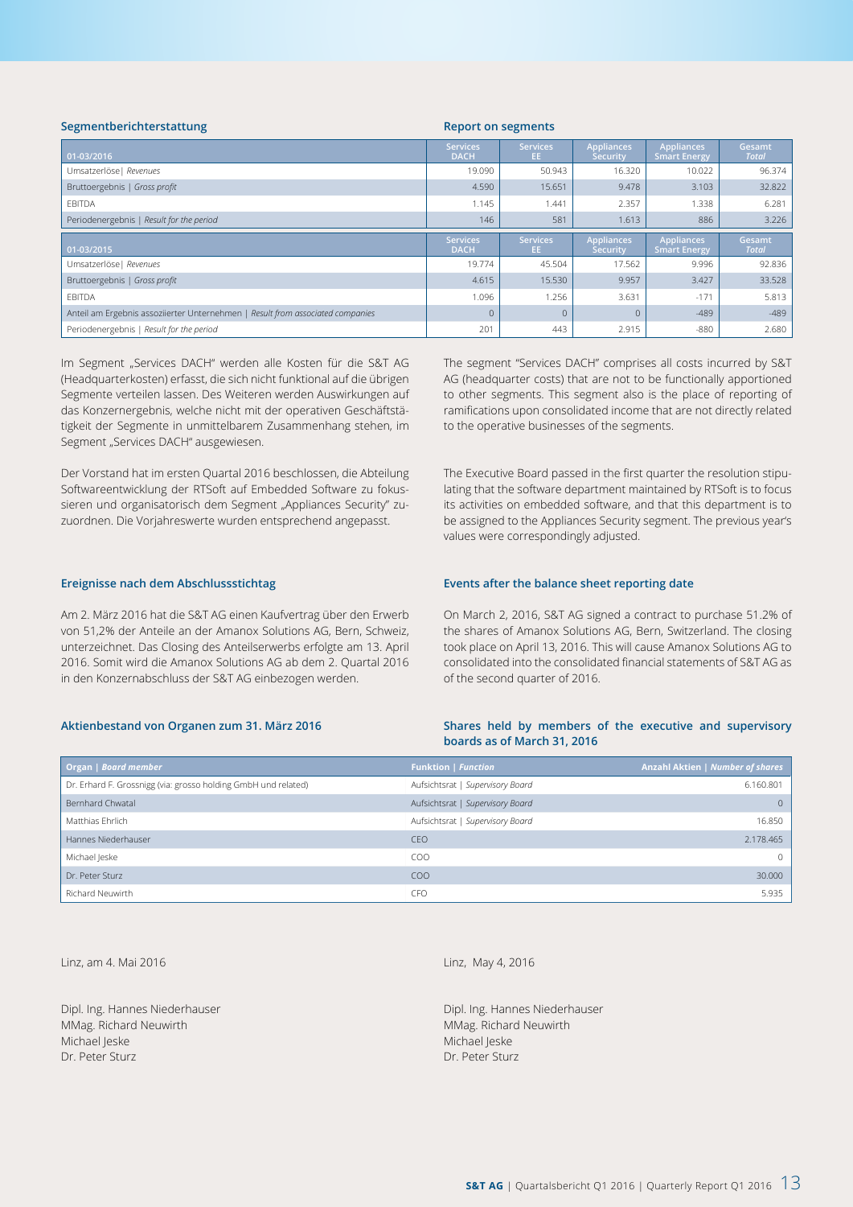## Segmentberichterstattung

## Report on segments

| 01-03/2016 | Services DACH | Services EE | Appliances Security | Appliances Smart Energy | Gesamt *Total* |
|---|---|---|---|---|---|
| Umsatzerlöse \| *Revenues* | 19.090 | 50.943 | 16.320 | 10.022 | 96.374 |
| Bruttoergebnis \| *Gross profit* | 4.590 | 15.651 | 9.478 | 3.103 | 32.822 |
| EBITDA | 1.145 | 1.441 | 2.357 | 1.338 | 6.281 |
| Periodenergebnis \| *Result for the period* | 146 | 581 | 1.613 | 886 | 3.226 |
| **01-03/2015** | **Services DACH** | **Services EE** | **Appliances Security** | **Appliances Smart Energy** | **Gesamt *Total*** |
| Umsatzerlöse \| *Revenues* | 19.774 | 45.504 | 17.562 | 9.996 | 92.836 |
| Bruttoergebnis \| *Gross profit* | 4.615 | 15.530 | 9.957 | 3.427 | 33.528 |
| EBITDA | 1.096 | 1.256 | 3.631 | -171 | 5.813 |
| Anteil am Ergebnis assoziierter Unternehmen \| *Result from associated companies* | 0 | 0 | 0 | -489 | -489 |
| Periodenergebnis \| *Result for the period* | 201 | 443 | 2.915 | -880 | 2.680 |

Im Segment „Services DACH" werden alle Kosten für die S&T AG (Headquarterkosten) erfasst, die sich nicht funktional auf die übrigen Segmente verteilen lassen. Des Weiteren werden Auswirkungen auf das Konzernergebnis, welche nicht mit der operativen Geschäftstätigkeit der Segmente in unmittelbarem Zusammenhang stehen, im Segment „Services DACH" ausgewiesen.

Der Vorstand hat im ersten Quartal 2016 beschlossen, die Abteilung Softwareentwicklung der RTSoft auf Embedded Software zu fokussieren und organisatorisch dem Segment „Appliances Security" zuzuordnen. Die Vorjahreswerte wurden entsprechend angepasst.

The segment "Services DACH" comprises all costs incurred by S&T AG (headquarter costs) that are not to be functionally apportioned to other segments. This segment also is the place of reporting of ramifications upon consolidated income that are not directly related to the operative businesses of the segments.

The Executive Board passed in the first quarter the resolution stipulating that the software department maintained by RTSoft is to focus its activities on embedded software, and that this department is to be assigned to the Appliances Security segment. The previous year's values were correspondingly adjusted.

## Ereignisse nach dem Abschlussstichtag

Am 2. März 2016 hat die S&T AG einen Kaufvertrag über den Erwerb von 51,2% der Anteile an der Amanox Solutions AG, Bern, Schweiz, unterzeichnet. Das Closing des Anteilserwerbs erfolgte am 13. April 2016. Somit wird die Amanox Solutions AG ab dem 2. Quartal 2016 in den Konzernabschluss der S&T AG einbezogen werden.

## Events after the balance sheet reporting date

On March 2, 2016, S&T AG signed a contract to purchase 51.2% of the shares of Amanox Solutions AG, Bern, Switzerland. The closing took place on April 13, 2016. This will cause Amanox Solutions AG to consolidated into the consolidated financial statements of S&T AG as of the second quarter of 2016.

## Aktienbestand von Organen zum 31. März 2016

## Shares held by members of the executive and supervisory boards as of March 31, 2016

| Organ \| *Board member* | Funktion \| *Function* | Anzahl Aktien \| *Number of shares* |
|---|---|---|
| Dr. Erhard F. Grossnigg (via: grosso holding GmbH und related) | Aufsichtsrat \| *Supervisory Board* | 6.160.801 |
| Bernhard Chwatal | Aufsichtsrat \| *Supervisory Board* | 0 |
| Matthias Ehrlich | Aufsichtsrat \| *Supervisory Board* | 16.850 |
| Hannes Niederhauser | CEO | 2.178.465 |
| Michael Jeske | COO | 0 |
| Dr. Peter Sturz | COO | 30.000 |
| Richard Neuwirth | CFO | 5.935 |

Linz, am 4. Mai 2016

Dipl. Ing. Hannes Niederhauser
MMag. Richard Neuwirth
Michael Jeske
Dr. Peter Sturz

Linz, May 4, 2016

Dipl. Ing. Hannes Niederhauser
MMag. Richard Neuwirth
Michael Jeske
Dr. Peter Sturz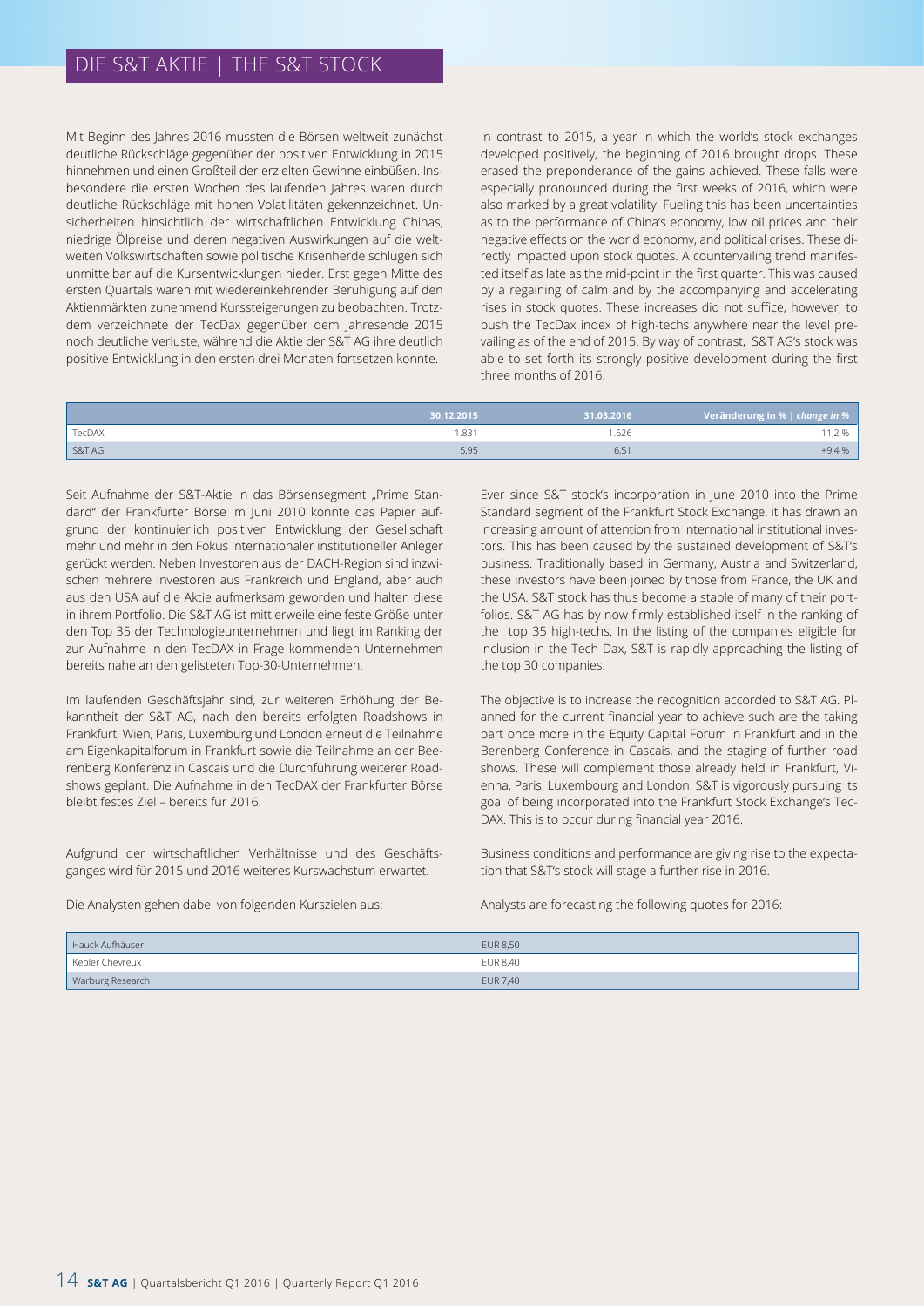# DIE S&T AKTIE | THE S&T STOCK

Mit Beginn des Jahres 2016 mussten die Börsen weltweit zunächst deutliche Rückschläge gegenüber der positiven Entwicklung in 2015 hinnehmen und einen Großteil der erzielten Gewinne einbüßen. Insbesondere die ersten Wochen des laufenden Jahres waren durch deutliche Rückschläge mit hohen Volatilitäten gekennzeichnet. Unsicherheiten hinsichtlich der wirtschaftlichen Entwicklung Chinas, niedrige Ölpreise und deren negativen Auswirkungen auf die weltweiten Volkswirtschaften sowie politische Krisenherde schlugen sich unmittelbar auf die Kursentwicklungen nieder. Erst gegen Mitte des ersten Quartals waren mit wiedereinkehrender Beruhigung auf den Aktienmärkten zunehmend Kurssteigerungen zu beobachten. Trotzdem verzeichnete der TecDax gegenüber dem Jahresende 2015 noch deutliche Verluste, während die Aktie der S&T AG ihre deutlich positive Entwicklung in den ersten drei Monaten fortsetzen konnte.

In contrast to 2015, a year in which the world's stock exchanges developed positively, the beginning of 2016 brought drops. These erased the preponderance of the gains achieved. These falls were especially pronounced during the first weeks of 2016, which were also marked by a great volatility. Fueling this has been uncertainties as to the performance of China's economy, low oil prices and their negative effects on the world economy, and political crises. These directly impacted upon stock quotes. A countervailing trend manifested itself as late as the mid-point in the first quarter. This was caused by a regaining of calm and by the accompanying and accelerating rises in stock quotes. These increases did not suffice, however, to push the TecDax index of high-techs anywhere near the level prevailing as of the end of 2015. By way of contrast, S&T AG's stock was able to set forth its strongly positive development during the first three months of 2016.

| | 30.12.2015 | 31.03.2016 | Veränderung in % \| *change in %* |
|---|---|---|---|
| TecDAX | 1.831 | 1.626 | -11,2 % |
| S&T AG | 5,95 | 6,51 | +9,4 % |

Seit Aufnahme der S&T-Aktie in das Börsensegment „Prime Standard" der Frankfurter Börse im Juni 2010 konnte das Papier aufgrund der kontinuierlich positiven Entwicklung der Gesellschaft mehr und mehr in den Fokus internationaler institutioneller Anleger gerückt werden. Neben Investoren aus der DACH-Region sind inzwischen mehrere Investoren aus Frankreich und England, aber auch aus den USA auf die Aktie aufmerksam geworden und halten diese in ihrem Portfolio. Die S&T AG ist mittlerweile eine feste Größe unter den Top 35 der Technologieunternehmen und liegt im Ranking der zur Aufnahme in den TecDAX in Frage kommenden Unternehmen bereits nahe an den gelisteten Top-30-Unternehmen.

Ever since S&T stock's incorporation in June 2010 into the Prime Standard segment of the Frankfurt Stock Exchange, it has drawn an increasing amount of attention from international institutional investors. This has been caused by the sustained development of S&T's business. Traditionally based in Germany, Austria and Switzerland, these investors have been joined by those from France, the UK and the USA. S&T stock has thus become a staple of many of their portfolios. S&T AG has by now firmly established itself in the ranking of the top 35 high-techs. In the listing of the companies eligible for inclusion in the Tech Dax, S&T is rapidly approaching the listing of the top 30 companies.

Im laufenden Geschäftsjahr sind, zur weiteren Erhöhung der Bekanntheit der S&T AG, nach den bereits erfolgten Roadshows in Frankfurt, Wien, Paris, Luxemburg und London erneut die Teilnahme am Eigenkapitalforum in Frankfurt sowie die Teilnahme an der Beerenberg Konferenz in Cascais und die Durchführung weiterer Roadshows geplant. Die Aufnahme in den TecDAX der Frankfurter Börse bleibt festes Ziel – bereits für 2016.

The objective is to increase the recognition accorded to S&T AG. Planned for the current financial year to achieve such are the taking part once more in the Equity Capital Forum in Frankfurt and in the Berenberg Conference in Cascais, and the staging of further road shows. These will complement those already held in Frankfurt, Vienna, Paris, Luxembourg and London. S&T is vigorously pursuing its goal of being incorporated into the Frankfurt Stock Exchange's TecDAX. This is to occur during financial year 2016.

Aufgrund der wirtschaftlichen Verhältnisse und des Geschäftsganges wird für 2015 und 2016 weiteres Kurswachstum erwartet.

Business conditions and performance are giving rise to the expectation that S&T's stock will stage a further rise in 2016.

Die Analysten gehen dabei von folgenden Kurszielen aus:

Analysts are forecasting the following quotes for 2016:

| | |
|---|---|
| Hauck Aufhäuser | EUR 8,50 |
| Kepler Chevreux | EUR 8,40 |
| Warburg Research | EUR 7,40 |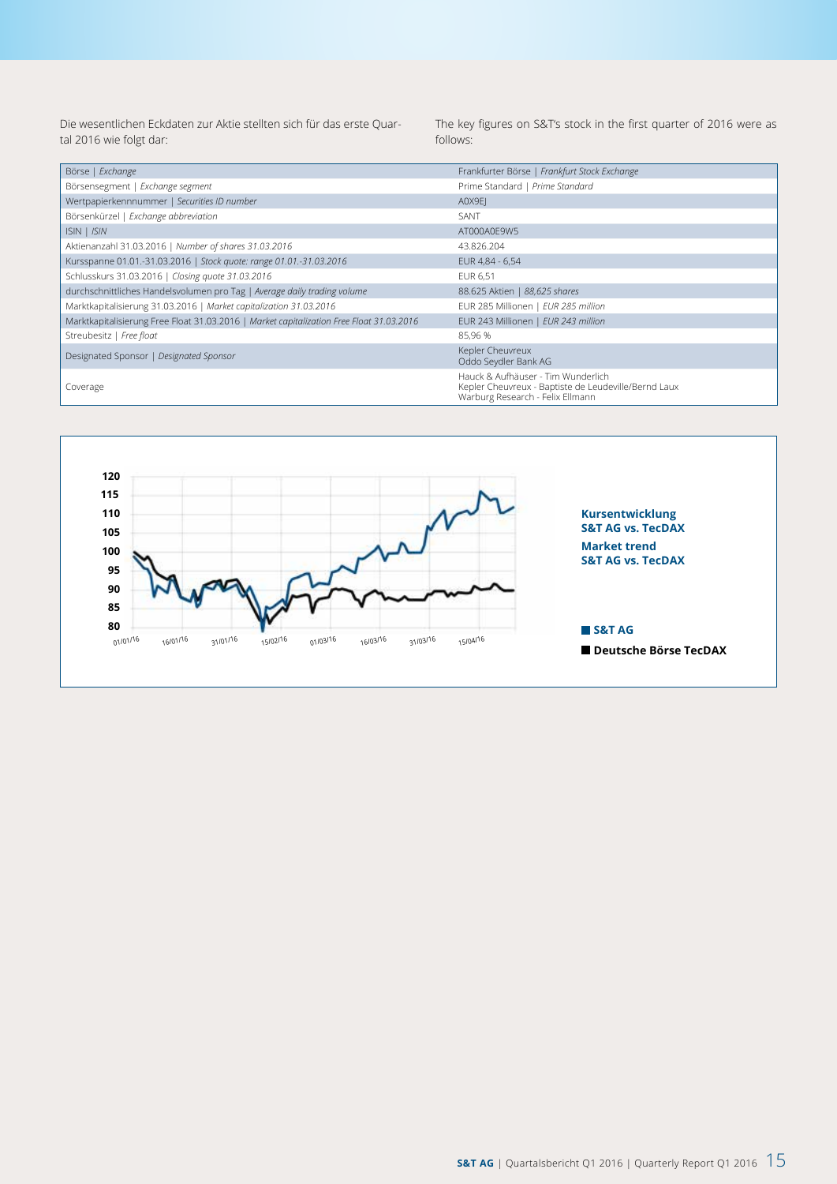Die wesentlichen Eckdaten zur Aktie stellten sich für das erste Quartal 2016 wie folgt dar:

The key figures on S&T's stock in the first quarter of 2016 were as follows:

| | |
|---|---|
| Börse \| *Exchange* | Frankfurter Börse \| *Frankfurt Stock Exchange* |
| Börsensegment \| *Exchange segment* | Prime Standard \| *Prime Standard* |
| Wertpapierkennnummer \| *Securities ID number* | A0X9EJ |
| Börsenkürzel \| *Exchange abbreviation* | SANT |
| ISIN \| *ISIN* | AT000A0E9W5 |
| Aktienanzahl 31.03.2016 \| *Number of shares 31.03.2016* | 43.826.204 |
| Kursspanne 01.01.-31.03.2016 \| *Stock quote: range 01.01.-31.03.2016* | EUR 4,84 - 6,54 |
| Schlusskurs 31.03.2016 \| *Closing quote 31.03.2016* | EUR 6,51 |
| durchschnittliches Handelsvolumen pro Tag \| *Average daily trading volume* | 88.625 Aktien \| *88,625 shares* |
| Marktkapitalisierung 31.03.2016 \| *Market capitalization 31.03.2016* | EUR 285 Millionen \| *EUR 285 million* |
| Marktkapitalisierung Free Float 31.03.2016 \| *Market capitalization Free Float 31.03.2016* | EUR 243 Millionen \| *EUR 243 million* |
| Streubesitz \| *Free float* | 85,96 % |
| Designated Sponsor \| *Designated Sponsor* | Kepler Cheuvreux<br>Oddo Seydler Bank AG |
| Coverage | Hauck & Aufhäuser - Tim Wunderlich<br>Kepler Cheuvreux - Baptiste de Leudeville/Bernd Laux<br>Warburg Research - Felix Ellmann |

**Kursentwicklung S&T AG vs. TecDAX**

**Market trend S&T AG vs. TecDAX**

■ S&T AG

■ Deutsche Börse TecDAX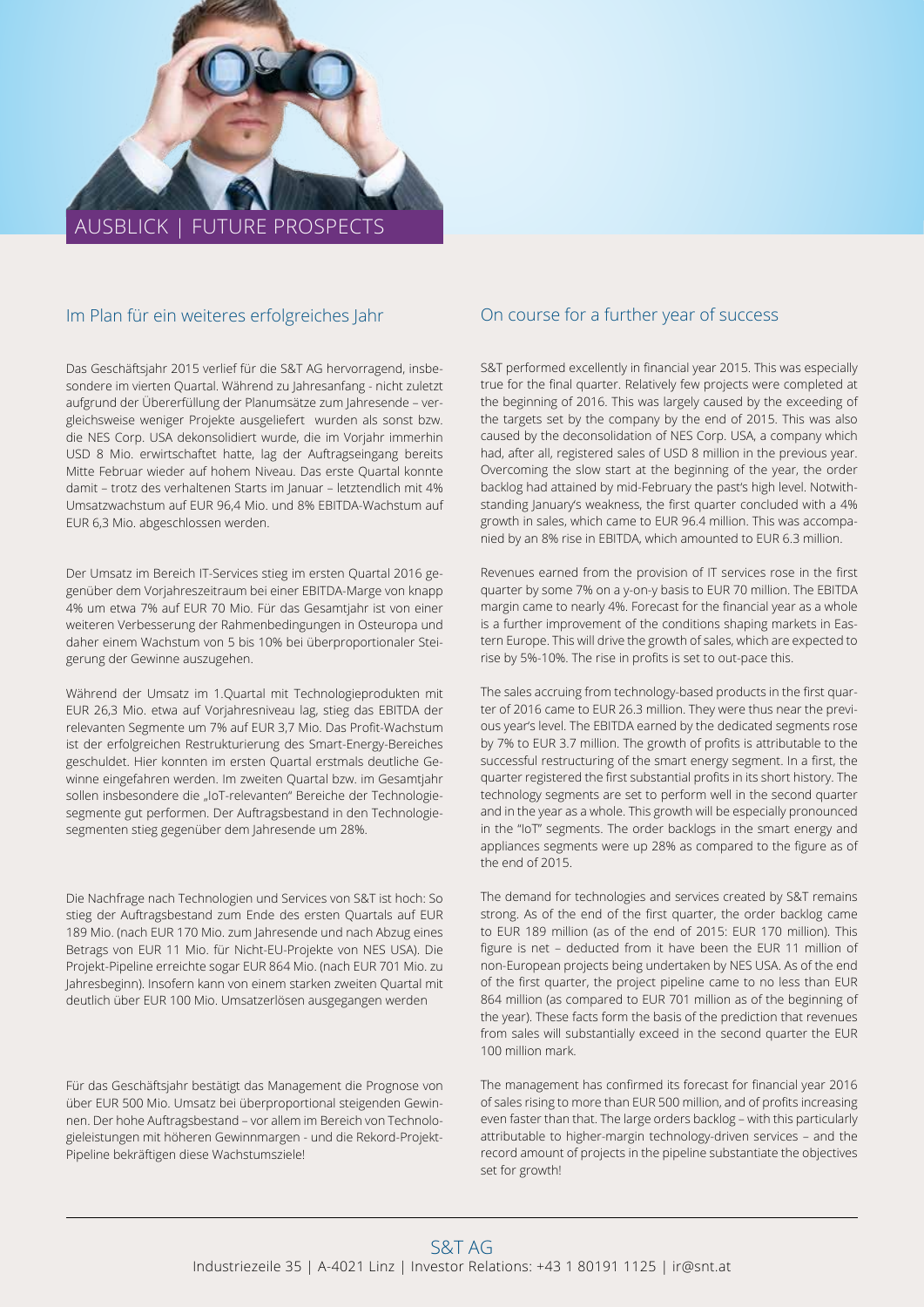# AUSBLICK | FUTURE PROSPECTS

## Im Plan für ein weiteres erfolgreiches Jahr

Das Geschäftsjahr 2015 verlief für die S&T AG hervorragend, insbesondere im vierten Quartal. Während zu Jahresanfang - nicht zuletzt aufgrund der Übererfüllung der Planumsätze zum Jahresende – vergleichsweise weniger Projekte ausgeliefert wurden als sonst bzw. die NES Corp. USA dekonsolidiert wurde, die im Vorjahr immerhin USD 8 Mio. erwirtschaftet hatte, lag der Auftragseingang bereits Mitte Februar wieder auf hohem Niveau. Das erste Quartal konnte damit – trotz des verhaltenen Starts im Januar – letztendlich mit 4% Umsatzwachstum auf EUR 96,4 Mio. und 8% EBITDA-Wachstum auf EUR 6,3 Mio. abgeschlossen werden.

Der Umsatz im Bereich IT-Services stieg im ersten Quartal 2016 gegenüber dem Vorjahreszeitraum bei einer EBITDA-Marge von knapp 4% um etwa 7% auf EUR 70 Mio. Für das Gesamtjahr ist von einer weiteren Verbesserung der Rahmenbedingungen in Osteuropa und daher einem Wachstum von 5 bis 10% bei überproportionaler Steigerung der Gewinne auszugehen.

Während der Umsatz im 1.Quartal mit Technologieprodukten mit EUR 26,3 Mio. etwa auf Vorjahresniveau lag, stieg das EBITDA der relevanten Segmente um 7% auf EUR 3,7 Mio. Das Profit-Wachstum ist der erfolgreichen Restrukturierung des Smart-Energy-Bereiches geschuldet. Hier konnten im ersten Quartal erstmals deutliche Gewinne eingefahren werden. Im zweiten Quartal bzw. im Gesamtjahr sollen insbesondere die „IoT-relevanten" Bereiche der Technologiesegmente gut performen. Der Auftragsbestand in den Technologiesegmenten stieg gegenüber dem Jahresende um 28%.

Die Nachfrage nach Technologien und Services von S&T ist hoch: So stieg der Auftragsbestand zum Ende des ersten Quartals auf EUR 189 Mio. (nach EUR 170 Mio. zum Jahresende und nach Abzug eines Betrags von EUR 11 Mio. für Nicht-EU-Projekte von NES USA). Die Projekt-Pipeline erreichte sogar EUR 864 Mio. (nach EUR 701 Mio. zu Jahresbeginn). Insofern kann von einem starken zweiten Quartal mit deutlich über EUR 100 Mio. Umsatzerlösen ausgegangen werden

Für das Geschäftsjahr bestätigt das Management die Prognose von über EUR 500 Mio. Umsatz bei überproportional steigenden Gewinnen. Der hohe Auftragsbestand – vor allem im Bereich von Technologieleistungen mit höheren Gewinnmargen - und die Rekord-Projekt-Pipeline bekräftigen diese Wachstumsziele!

## On course for a further year of success

S&T performed excellently in financial year 2015. This was especially true for the final quarter. Relatively few projects were completed at the beginning of 2016. This was largely caused by the exceeding of the targets set by the company by the end of 2015. This was also caused by the deconsolidation of NES Corp. USA, a company which had, after all, registered sales of USD 8 million in the previous year. Overcoming the slow start at the beginning of the year, the order backlog had attained by mid-February the past's high level. Notwithstanding January's weakness, the first quarter concluded with a 4% growth in sales, which came to EUR 96.4 million. This was accompanied by an 8% rise in EBITDA, which amounted to EUR 6.3 million.

Revenues earned from the provision of IT services rose in the first quarter by some 7% on a y-on-y basis to EUR 70 million. The EBITDA margin came to nearly 4%. Forecast for the financial year as a whole is a further improvement of the conditions shaping markets in Eastern Europe. This will drive the growth of sales, which are expected to rise by 5%-10%. The rise in profits is set to out-pace this.

The sales accruing from technology-based products in the first quarter of 2016 came to EUR 26.3 million. They were thus near the previous year's level. The EBITDA earned by the dedicated segments rose by 7% to EUR 3.7 million. The growth of profits is attributable to the successful restructuring of the smart energy segment. In a first, the quarter registered the first substantial profits in its short history. The technology segments are set to perform well in the second quarter and in the year as a whole. This growth will be especially pronounced in the "IoT" segments. The order backlogs in the smart energy and appliances segments were up 28% as compared to the figure as of the end of 2015.

The demand for technologies and services created by S&T remains strong. As of the end of the first quarter, the order backlog came to EUR 189 million (as of the end of 2015: EUR 170 million). This figure is net – deducted from it have been the EUR 11 million of non-European projects being undertaken by NES USA. As of the end of the first quarter, the project pipeline came to no less than EUR 864 million (as compared to EUR 701 million as of the beginning of the year). These facts form the basis of the prediction that revenues from sales will substantially exceed in the second quarter the EUR 100 million mark.

The management has confirmed its forecast for financial year 2016 of sales rising to more than EUR 500 million, and of profits increasing even faster than that. The large orders backlog – with this particularly attributable to higher-margin technology-driven services – and the record amount of projects in the pipeline substantiate the objectives set for growth!

S&T AG
Industriezeile 35 | A-4021 Linz | Investor Relations: +43 1 80191 1125 | ir@snt.at